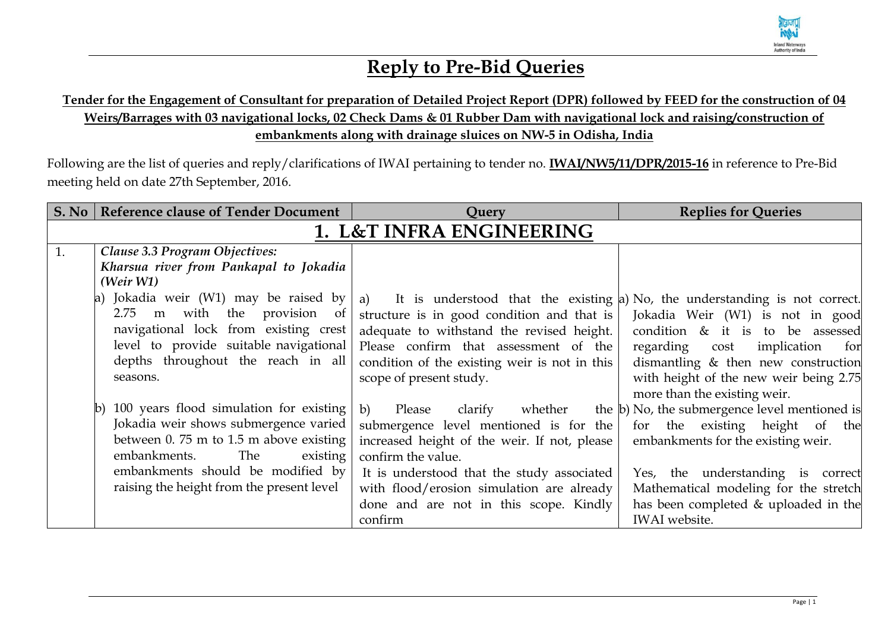# Reply to Pre-Bid Queries

**Tender for the Engagement of Consultant for preparation of Detailed Project Report (DPR) followed by FEED for the construction of 04 Weirs/Barrages with 03 navigational locks, 02 Check Dams & 01 Rubber Dam with navigational lock and raising/construction of embankments along with drainage sluices on NW-5 in Odisha, India**

Following are the list of queries and reply/clarifications of IWAI pertaining to tender no. **IWAI/NW5/11/DPR/2015-16** in reference to Pre-Bid meeting held on date 27th September, 2016.

| S. No | Reference clause of Tender Document | Query | Replies for Queries |
|---|---|---|---|
| | **1. L&T INFRA ENGINEERING** | | |
| 1. | ***Clause 3.3 Program Objectives:*** *Kharsua river from Pankapal to Jokadia (Weir W1)*<br>a) Jokadia weir (W1) may be raised by 2.75 m with the provision of navigational lock from existing crest level to provide suitable navigational depths throughout the reach in all seasons. | a) It is understood that the existing structure is in good condition and that is adequate to withstand the revised height. Please confirm that assessment of the condition of the existing weir is not in this scope of present study. | a) No, the understanding is not correct. Jokadia Weir (W1) is not in good condition & it is to be assessed regarding cost implication for dismantling & then new construction with height of the new weir being 2.75 more than the existing weir. |
| | b) 100 years flood simulation for existing Jokadia weir shows submergence varied between 0. 75 m to 1.5 m above existing embankments. The existing embankments should be modified by raising the height from the present level | b) Please clarify whether the submergence level mentioned is for the increased height of the weir. If not, please confirm the value.<br>It is understood that the study associated with flood/erosion simulation are already done and are not in this scope. Kindly confirm | b) No, the submergence level mentioned is for the existing height of the embankments for the existing weir.<br>Yes, the understanding is correct Mathematical modeling for the stretch has been completed & uploaded in the IWAI website. |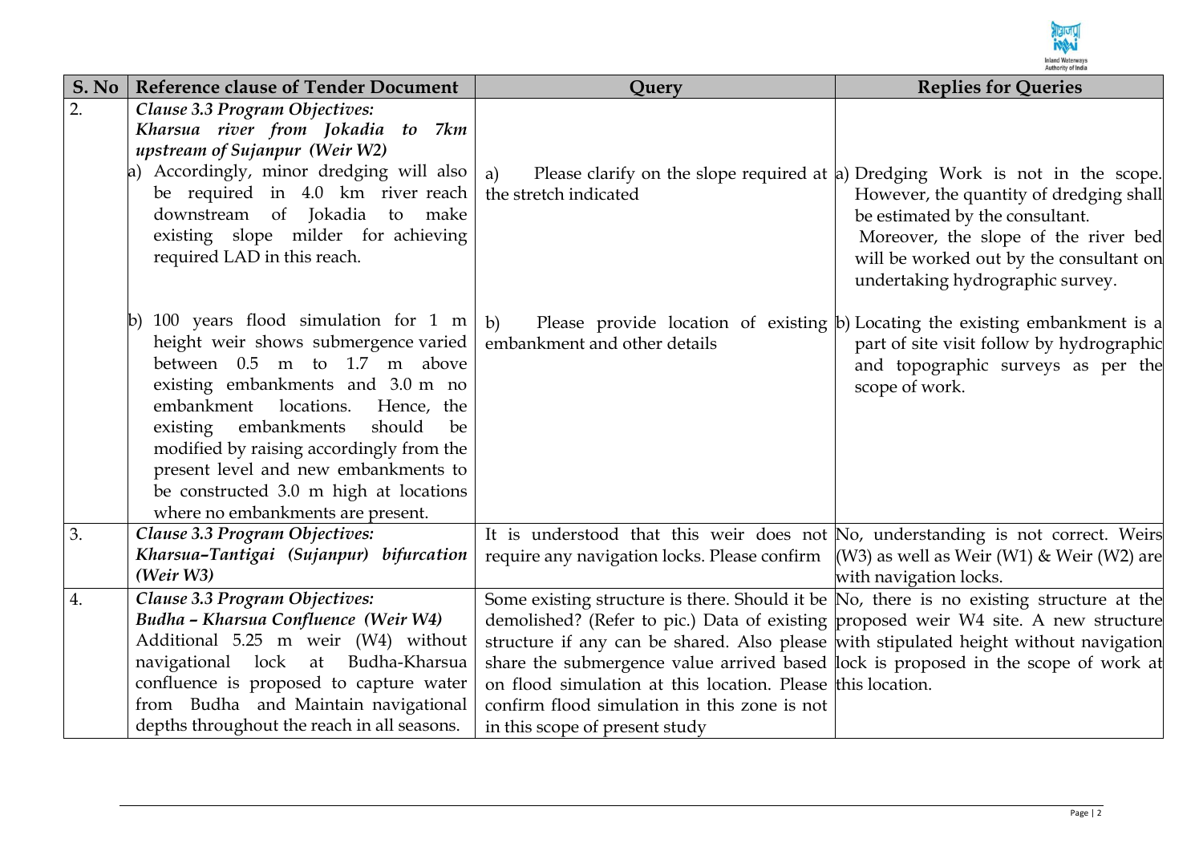| S. No | Reference clause of Tender Document | Query | Replies for Queries |
|---|---|---|---|
| 2. | ***Clause 3.3 Program Objectives: Kharsua river from Jokadia to 7km upstream of Sujanpur (Weir W2)*** a) Accordingly, minor dredging will also be required in 4.0 km river reach downstream of Jokadia to make existing slope milder for achieving required LAD in this reach. | a) Please clarify on the slope required at the stretch indicated | a) Dredging Work is not in the scope. However, the quantity of dredging shall be estimated by the consultant. Moreover, the slope of the river bed will be worked out by the consultant on undertaking hydrographic survey. |
| | b) 100 years flood simulation for 1 m height weir shows submergence varied between 0.5 m to 1.7 m above existing embankments and 3.0 m no embankment locations. Hence, the existing embankments should be modified by raising accordingly from the present level and new embankments to be constructed 3.0 m high at locations where no embankments are present. | b) Please provide location of existing embankment and other details | b) Locating the existing embankment is a part of site visit follow by hydrographic and topographic surveys as per the scope of work. |
| 3. | ***Clause 3.3 Program Objectives: Kharsua–Tantigai (Sujanpur) bifurcation (Weir W3)*** | It is understood that this weir does not require any navigation locks. Please confirm | No, understanding is not correct. Weirs (W3) as well as Weir (W1) & Weir (W2) are with navigation locks. |
| 4. | ***Clause 3.3 Program Objectives: Budha – Kharsua Confluence (Weir W4)*** Additional 5.25 m weir (W4) without navigational lock at Budha-Kharsua confluence is proposed to capture water from Budha and Maintain navigational depths throughout the reach in all seasons. | Some existing structure is there. Should it be demolished? (Refer to pic.) Data of existing structure if any can be shared. Also please share the submergence value arrived based on flood simulation at this location. Please confirm flood simulation in this zone is not in this scope of present study | No, there is no existing structure at the proposed weir W4 site. A new structure with stipulated height without navigation lock is proposed in the scope of work at this location. |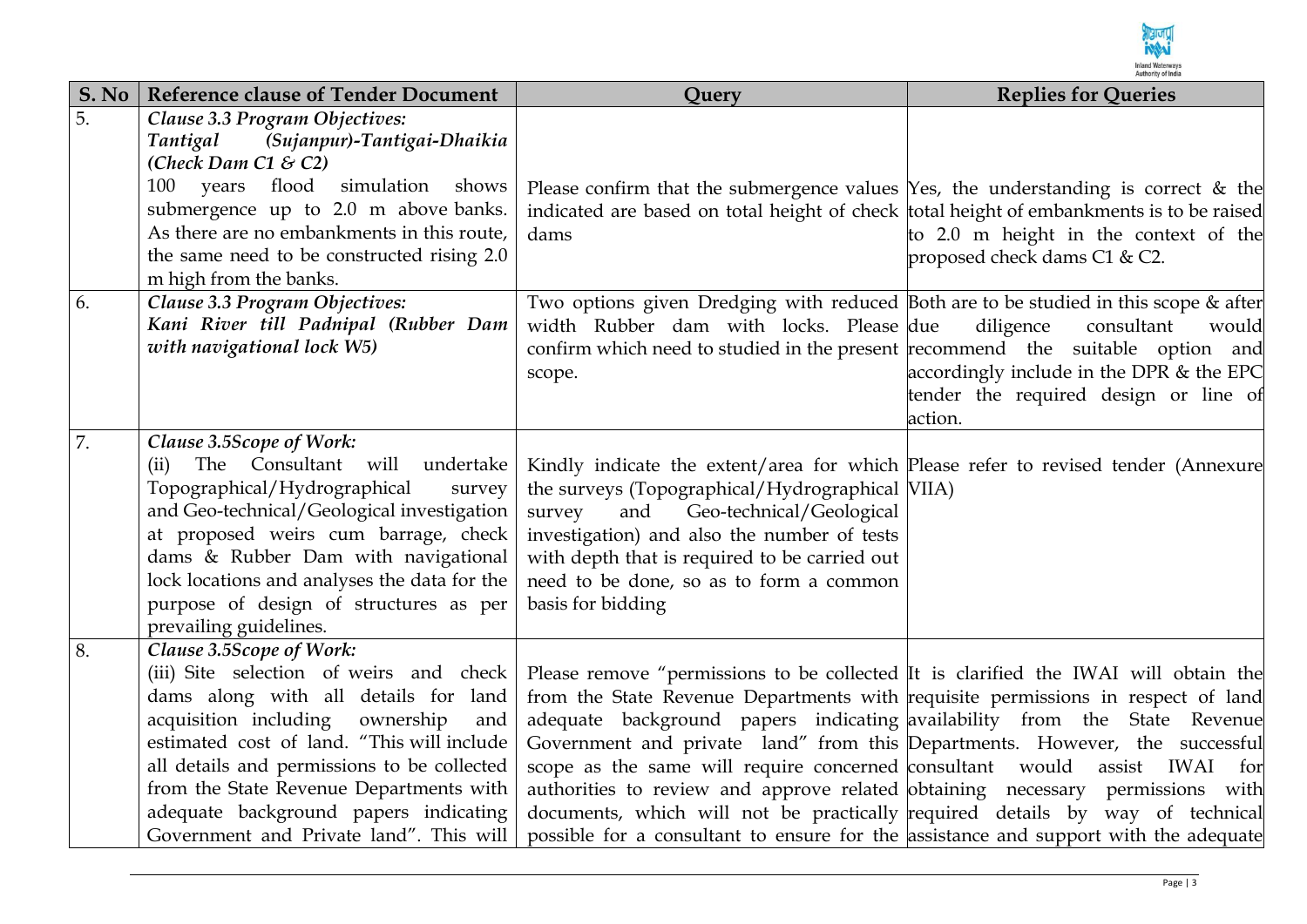| S. No | Reference clause of Tender Document | Query | Replies for Queries |
|---|---|---|---|
| 5. | ***Clause 3.3 Program Objectives:*** ***Tantigal (Sujanpur)-Tantigai-Dhaikia (Check Dam C1 & C2)*** 100 years flood simulation shows submergence up to 2.0 m above banks. As there are no embankments in this route, the same need to be constructed rising 2.0 m high from the banks. | Please confirm that the submergence values indicated are based on total height of check dams | Yes, the understanding is correct & the total height of embankments is to be raised to 2.0 m height in the context of the proposed check dams C1 & C2. |
| 6. | ***Clause 3.3 Program Objectives:*** ***Kani River till Padnipal (Rubber Dam with navigational lock W5)*** | Two options given Dredging with reduced width Rubber dam with locks. Please confirm which need to studied in the present scope. | Both are to be studied in this scope & after due diligence consultant would recommend the suitable option and accordingly include in the DPR & the EPC tender the required design or line of action. |
| 7. | ***Clause 3.5Scope of Work:*** (ii) The Consultant will undertake Topographical/Hydrographical survey and Geo-technical/Geological investigation at proposed weirs cum barrage, check dams & Rubber Dam with navigational lock locations and analyses the data for the purpose of design of structures as per prevailing guidelines. | Kindly indicate the extent/area for which the surveys (Topographical/Hydrographical survey and Geo-technical/Geological investigation) and also the number of tests with depth that is required to be carried out need to be done, so as to form a common basis for bidding | Please refer to revised tender (Annexure VIIA) |
| 8. | ***Clause 3.5Scope of Work:*** (iii) Site selection of weirs and check dams along with all details for land acquisition including ownership and estimated cost of land. "This will include all details and permissions to be collected from the State Revenue Departments with adequate background papers indicating Government and Private land". This will | Please remove "permissions to be collected from the State Revenue Departments with adequate background papers indicating Government and private land" from this scope as the same will require concerned authorities to review and approve related documents, which will not be practically possible for a consultant to ensure for the | It is clarified the IWAI will obtain the requisite permissions in respect of land availability from the State Revenue Departments. However, the successful consultant would assist IWAI for obtaining necessary permissions with required details by way of technical assistance and support with the adequate |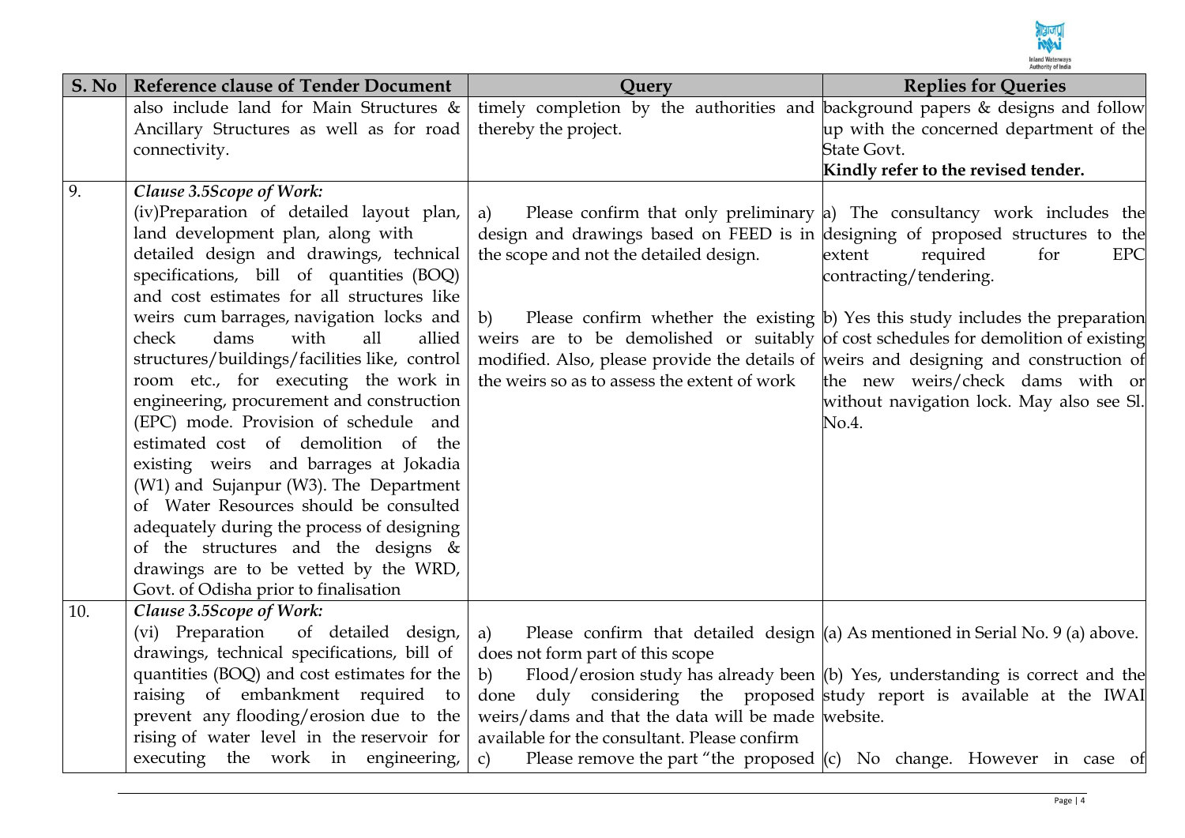| S. No | Reference clause of Tender Document | Query | Replies for Queries |
|---|---|---|---|
| | also include land for Main Structures & Ancillary Structures as well as for road connectivity. | timely completion by the authorities and thereby the project. | background papers & designs and follow up with the concerned department of the State Govt.<br>**Kindly refer to the revised tender.** |
| 9. | ***Clause 3.5Scope of Work:***<br>(iv)Preparation of detailed layout plan, land development plan, along with detailed design and drawings, technical specifications, bill of quantities (BOQ) and cost estimates for all structures like weirs cum barrages, navigation locks and check dams with all allied structures/buildings/facilities like, control room etc., for executing the work in engineering, procurement and construction (EPC) mode. Provision of schedule and estimated cost of demolition of the existing weirs and barrages at Jokadia (W1) and Sujanpur (W3). The Department of Water Resources should be consulted adequately during the process of designing of the structures and the designs & drawings are to be vetted by the WRD, Govt. of Odisha prior to finalisation | a) Please confirm that only preliminary design and drawings based on FEED is in the scope and not the detailed design.<br><br>b) Please confirm whether the existing weirs are to be demolished or suitably modified. Also, please provide the details of the weirs so as to assess the extent of work | a) The consultancy work includes the designing of proposed structures to the extent required for EPC contracting/tendering.<br><br>b) Yes this study includes the preparation of cost schedules for demolition of existing weirs and designing and construction of the new weirs/check dams with or without navigation lock. May also see Sl. No.4. |
| 10. | ***Clause 3.5Scope of Work:***<br>(vi) Preparation of detailed design, drawings, technical specifications, bill of quantities (BOQ) and cost estimates for the raising of embankment required to prevent any flooding/erosion due to the rising of water level in the reservoir for executing the work in engineering, | a) Please confirm that detailed design does not form part of this scope<br>b) Flood/erosion study has already been done duly considering the proposed weirs/dams and that the data will be made available for the consultant. Please confirm<br>c) Please remove the part "the proposed | (a) As mentioned in Serial No. 9 (a) above.<br>(b) Yes, understanding is correct and the study report is available at the IWAI website.<br>(c) No change. However in case of |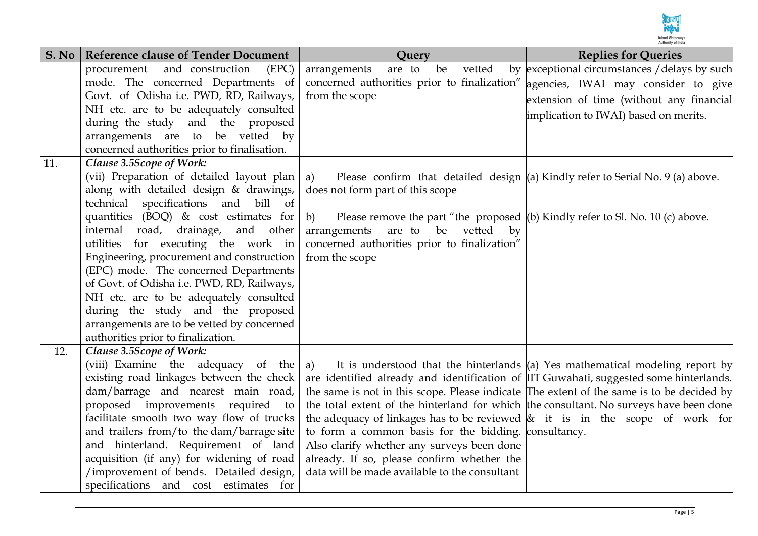| S. No | Reference clause of Tender Document | Query | Replies for Queries |
|---|---|---|---|
| | procurement and construction (EPC) mode. The concerned Departments of Govt. of Odisha i.e. PWD, RD, Railways, NH etc. are to be adequately consulted during the study and the proposed arrangements are to be vetted by concerned authorities prior to finalisation. | arrangements are to be vetted by concerned authorities prior to finalization" from the scope | exceptional circumstances /delays by such agencies, IWAI may consider to give extension of time (without any financial implication to IWAI) based on merits. |
| 11. | ***Clause 3.5Scope of Work:*** (vii) Preparation of detailed layout plan along with detailed design & drawings, technical specifications and bill of quantities (BOQ) & cost estimates for internal road, drainage, and other utilities for executing the work in Engineering, procurement and construction (EPC) mode. The concerned Departments of Govt. of Odisha i.e. PWD, RD, Railways, NH etc. are to be adequately consulted during the study and the proposed arrangements are to be vetted by concerned authorities prior to finalization. | a) Please confirm that detailed design does not form part of this scope<br><br>b) Please remove the part "the proposed arrangements are to be vetted by concerned authorities prior to finalization" from the scope | (a) Kindly refer to Serial No. 9 (a) above.<br><br>(b) Kindly refer to Sl. No. 10 (c) above. |
| 12. | ***Clause 3.5Scope of Work:*** (viii) Examine the adequacy of the existing road linkages between the check dam/barrage and nearest main road, proposed improvements required to facilitate smooth two way flow of trucks and trailers from/to the dam/barrage site and hinterland. Requirement of land acquisition (if any) for widening of road /improvement of bends. Detailed design, specifications and cost estimates for | a) It is understood that the hinterlands are identified already and identification of the same is not in this scope. Please indicate the total extent of the hinterland for which the adequacy of linkages has to be reviewed to form a common basis for the bidding. Also clarify whether any surveys been done already. If so, please confirm whether the data will be made available to the consultant | (a) Yes mathematical modeling report by IIT Guwahati, suggested some hinterlands. The extent of the same is to be decided by the consultant. No surveys have been done & it is in the scope of work for consultancy. |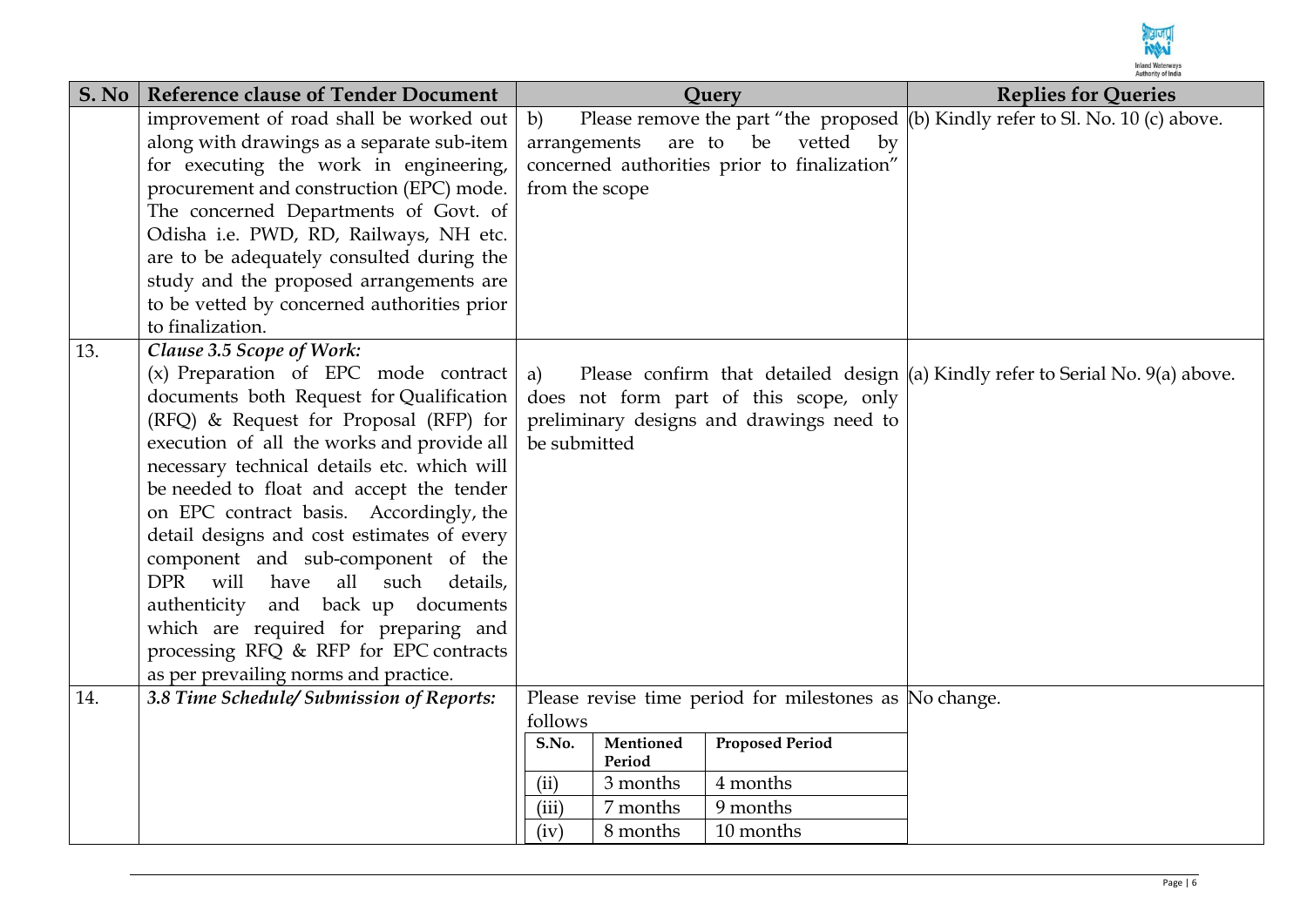| S. No | Reference clause of Tender Document | Query | Replies for Queries |
|---|---|---|---|
| | improvement of road shall be worked out along with drawings as a separate sub-item for executing the work in engineering, procurement and construction (EPC) mode. The concerned Departments of Govt. of Odisha i.e. PWD, RD, Railways, NH etc. are to be adequately consulted during the study and the proposed arrangements are to be vetted by concerned authorities prior to finalization. | b) Please remove the part "the proposed arrangements are to be vetted by concerned authorities prior to finalization" from the scope | (b) Kindly refer to Sl. No. 10 (c) above. |
| 13. | ***Clause 3.5 Scope of Work:***<br>(x) Preparation of EPC mode contract documents both Request for Qualification (RFQ) & Request for Proposal (RFP) for execution of all the works and provide all necessary technical details etc. which will be needed to float and accept the tender on EPC contract basis. Accordingly, the detail designs and cost estimates of every component and sub-component of the DPR will have all such details, authenticity and back up documents which are required for preparing and processing RFQ & RFP for EPC contracts as per prevailing norms and practice. | a) Please confirm that detailed design does not form part of this scope, only preliminary designs and drawings need to be submitted | (a) Kindly refer to Serial No. 9(a) above. |
| 14. | ***3.8 Time Schedule/ Submission of Reports:*** | Please revise time period for milestones as follows<br><br>**S.No.** \| **Mentioned Period** \| **Proposed Period**<br>(ii) \| 3 months \| 4 months<br>(iii) \| 7 months \| 9 months<br>(iv) \| 8 months \| 10 months | No change. |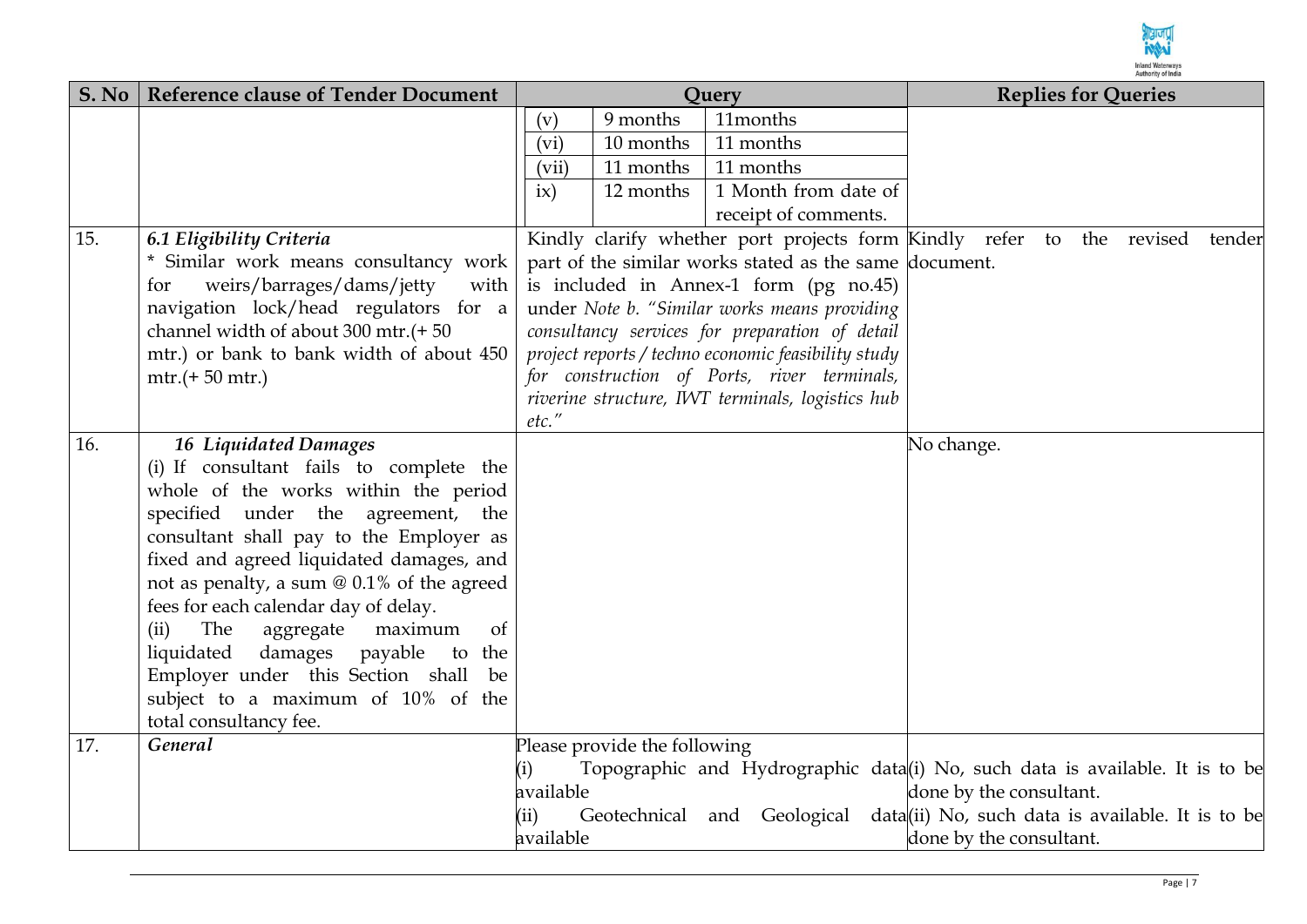| S. No | Reference clause of Tender Document | Query | Replies for Queries |
|---|---|---|---|
| | | (v) 9 months 11months<br>(vi) 10 months 11 months<br>(vii) 11 months 11 months<br>ix) 12 months 1 Month from date of receipt of comments. | |
| 15. | ***6.1 Eligibility Criteria***<br>* Similar work means consultancy work for weirs/barrages/dams/jetty with navigation lock/head regulators for a channel width of about 300 mtr.(+ 50 mtr.) or bank to bank width of about 450 mtr.(+ 50 mtr.) | Kindly clarify whether port projects form part of the similar works stated as the same is included in Annex-1 form (pg no.45) under *Note b. "Similar works means providing consultancy services for preparation of detail project reports / techno economic feasibility study for construction of Ports, river terminals, riverine structure, IWT terminals, logistics hub etc."* | Kindly refer to the revised tender document. |
| 16. | ***16 Liquidated Damages***<br>(i) If consultant fails to complete the whole of the works within the period specified under the agreement, the consultant shall pay to the Employer as fixed and agreed liquidated damages, and not as penalty, a sum @ 0.1% of the agreed fees for each calendar day of delay.<br>(ii) The aggregate maximum of liquidated damages payable to the Employer under this Section shall be subject to a maximum of 10% of the total consultancy fee. | | No change. |
| 17. | ***General*** | Please provide the following<br>(i) Topographic and Hydrographic data available<br>(ii) Geotechnical and Geological data available | (i) No, such data is available. It is to be done by the consultant.<br>(ii) No, such data is available. It is to be done by the consultant. |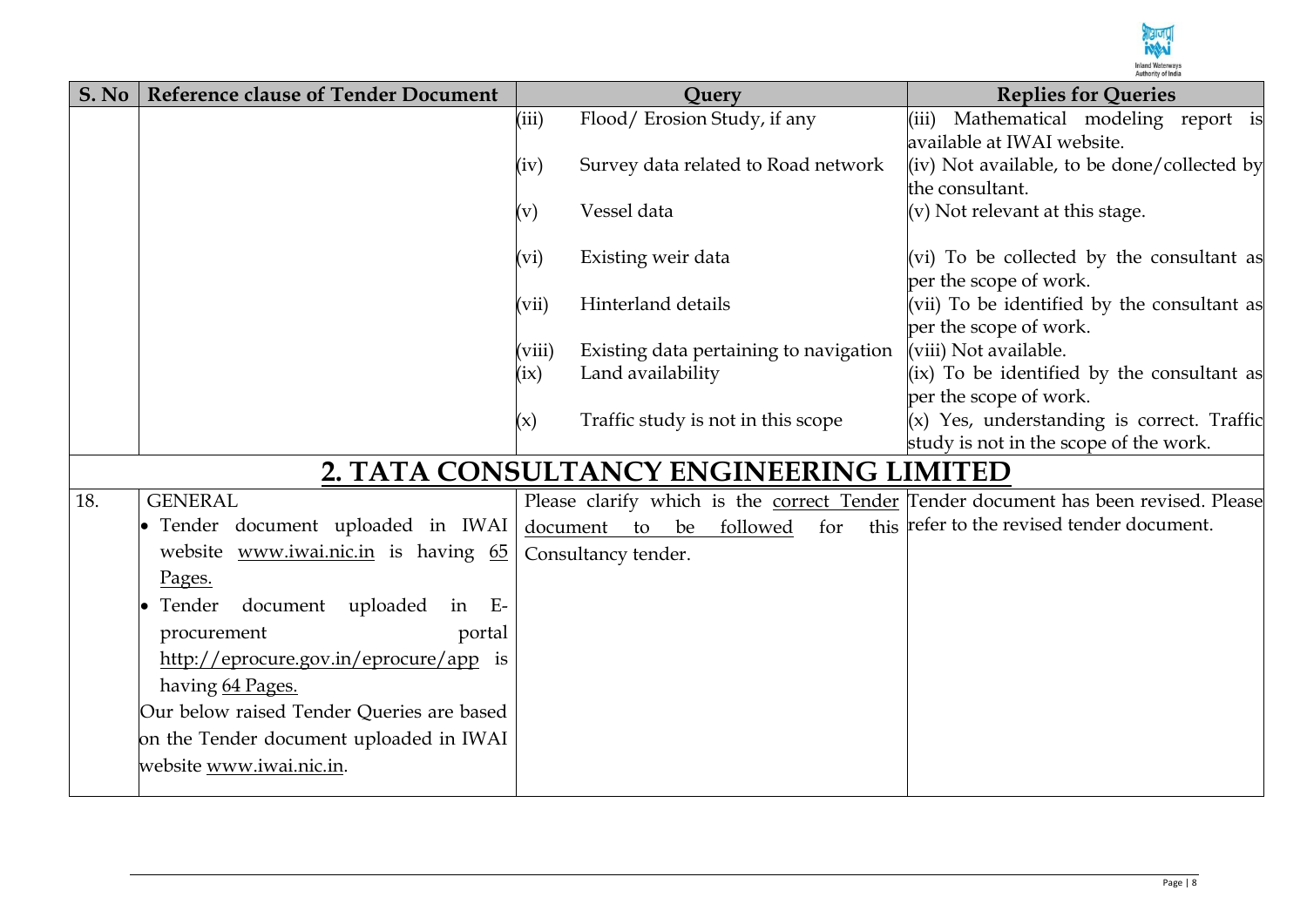| S. No | Reference clause of Tender Document | Query | Replies for Queries |
|---|---|---|---|
| | | (iii) Flood/ Erosion Study, if any | (iii) Mathematical modeling report is available at IWAI website. |
| | | (iv) Survey data related to Road network | (iv) Not available, to be done/collected by the consultant. |
| | | (v) Vessel data | (v) Not relevant at this stage. |
| | | (vi) Existing weir data | (vi) To be collected by the consultant as per the scope of work. |
| | | (vii) Hinterland details | (vii) To be identified by the consultant as per the scope of work. |
| | | (viii) Existing data pertaining to navigation | (viii) Not available. |
| | | (ix) Land availability | (ix) To be identified by the consultant as per the scope of work. |
| | | (x) Traffic study is not in this scope | (x) Yes, understanding is correct. Traffic study is not in the scope of the work. |
| **2. TATA CONSULTANCY ENGINEERING LIMITED** | | | |
| 18. | GENERAL<br>• Tender document uploaded in IWAI website www.iwai.nic.in is having 65 Pages.<br>• Tender document uploaded in E-procurement portal http://eprocure.gov.in/eprocure/app is having 64 Pages.<br>Our below raised Tender Queries are based on the Tender document uploaded in IWAI website www.iwai.nic.in. | Please clarify which is the correct Tender document to be followed for this Consultancy tender. | Tender document has been revised. Please refer to the revised tender document. |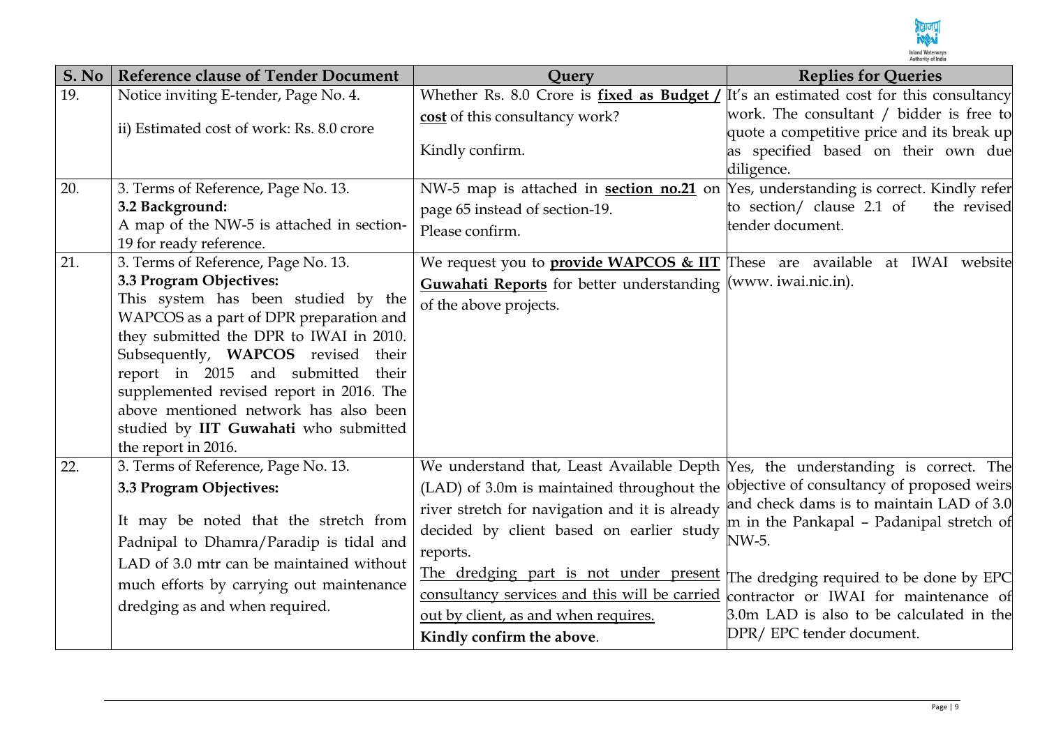| S. No | Reference clause of Tender Document | Query | Replies for Queries |
|---|---|---|---|
| 19. | Notice inviting E-tender, Page No. 4.<br><br>ii) Estimated cost of work: Rs. 8.0 crore | Whether Rs. 8.0 Crore is **fixed as Budget / cost** of this consultancy work?<br><br>Kindly confirm. | It's an estimated cost for this consultancy work. The consultant / bidder is free to quote a competitive price and its break up as specified based on their own due diligence. |
| 20. | 3. Terms of Reference, Page No. 13.<br>**3.2 Background:**<br>A map of the NW-5 is attached in section-19 for ready reference. | NW-5 map is attached in **section no.21** on page 65 instead of section-19.<br>Please confirm. | Yes, understanding is correct. Kindly refer to section/ clause 2.1 of the revised tender document. |
| 21. | 3. Terms of Reference, Page No. 13.<br>**3.3 Program Objectives:**<br>This system has been studied by the WAPCOS as a part of DPR preparation and they submitted the DPR to IWAI in 2010. Subsequently, **WAPCOS** revised their report in 2015 and submitted their supplemented revised report in 2016. The above mentioned network has also been studied by **IIT Guwahati** who submitted the report in 2016. | We request you to **provide WAPCOS & IIT Guwahati Reports** for better understanding of the above projects. | These are available at IWAI website (www. iwai.nic.in). |
| 22. | 3. Terms of Reference, Page No. 13.<br>**3.3 Program Objectives:**<br><br>It may be noted that the stretch from Padnipal to Dhamra/Paradip is tidal and LAD of 3.0 mtr can be maintained without much efforts by carrying out maintenance dredging as and when required. | We understand that, Least Available Depth (LAD) of 3.0m is maintained throughout the river stretch for navigation and it is already decided by client based on earlier study reports.<br>The dredging part is not under present consultancy services and this will be carried out by client, as and when requires.<br>**Kindly confirm the above**. | Yes, the understanding is correct. The objective of consultancy of proposed weirs and check dams is to maintain LAD of 3.0 m in the Pankapal – Padanipal stretch of NW-5.<br><br>The dredging required to be done by EPC contractor or IWAI for maintenance of 3.0m LAD is also to be calculated in the DPR/ EPC tender document. |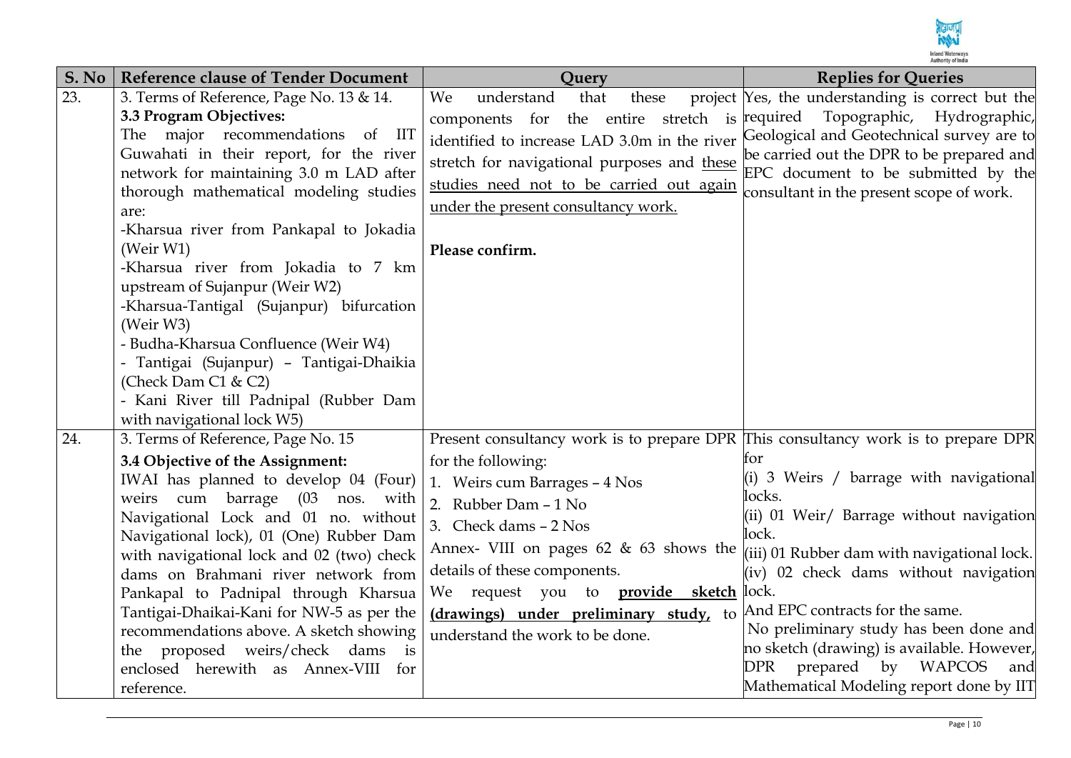| S. No | Reference clause of Tender Document | Query | Replies for Queries |
| --- | --- | --- | --- |
| 23. | 3. Terms of Reference, Page No. 13 & 14.<br>**3.3 Program Objectives:**<br>The major recommendations of IIT Guwahati in their report, for the river network for maintaining 3.0 m LAD after thorough mathematical modeling studies are:<br>-Kharsua river from Pankapal to Jokadia (Weir W1)<br>-Kharsua river from Jokadia to 7 km upstream of Sujanpur (Weir W2)<br>-Kharsua-Tantigal (Sujanpur) bifurcation (Weir W3)<br>- Budha-Kharsua Confluence (Weir W4)<br>- Tantigai (Sujanpur) – Tantigai-Dhaikia (Check Dam C1 & C2)<br>- Kani River till Padnipal (Rubber Dam with navigational lock W5) | We understand that these project components for the entire stretch is identified to increase LAD 3.0m in the river stretch for navigational purposes and <u>these studies need not to be carried out again under the present consultancy work.</u><br><br>**Please confirm.** | Yes, the understanding is correct but the required Topographic, Hydrographic, Geological and Geotechnical survey are to be carried out the DPR to be prepared and EPC document to be submitted by the consultant in the present scope of work. |
| 24. | 3. Terms of Reference, Page No. 15<br>**3.4 Objective of the Assignment:**<br>IWAI has planned to develop 04 (Four) weirs cum barrage (03 nos. with Navigational Lock and 01 no. without Navigational lock), 01 (One) Rubber Dam with navigational lock and 02 (two) check dams on Brahmani river network from Pankapal to Padnipal through Kharsua Tantigai-Dhaikai-Kani for NW-5 as per the recommendations above. A sketch showing the proposed weirs/check dams is enclosed herewith as Annex-VIII for reference. | Present consultancy work is to prepare DPR for the following:<br>1. Weirs cum Barrages – 4 Nos<br>2. Rubber Dam – 1 No<br>3. Check dams – 2 Nos<br>Annex- VIII on pages 62 & 63 shows the details of these components.<br>We request you to **<u>provide sketch (drawings) under preliminary study,</u>** to understand the work to be done. | This consultancy work is to prepare DPR for<br>(i) 3 Weirs / barrage with navigational locks.<br>(ii) 01 Weir/ Barrage without navigation lock.<br>(iii) 01 Rubber dam with navigational lock.<br>(iv) 02 check dams without navigation lock.<br>And EPC contracts for the same.<br>No preliminary study has been done and no sketch (drawing) is available. However, DPR prepared by WAPCOS and Mathematical Modeling report done by IIT |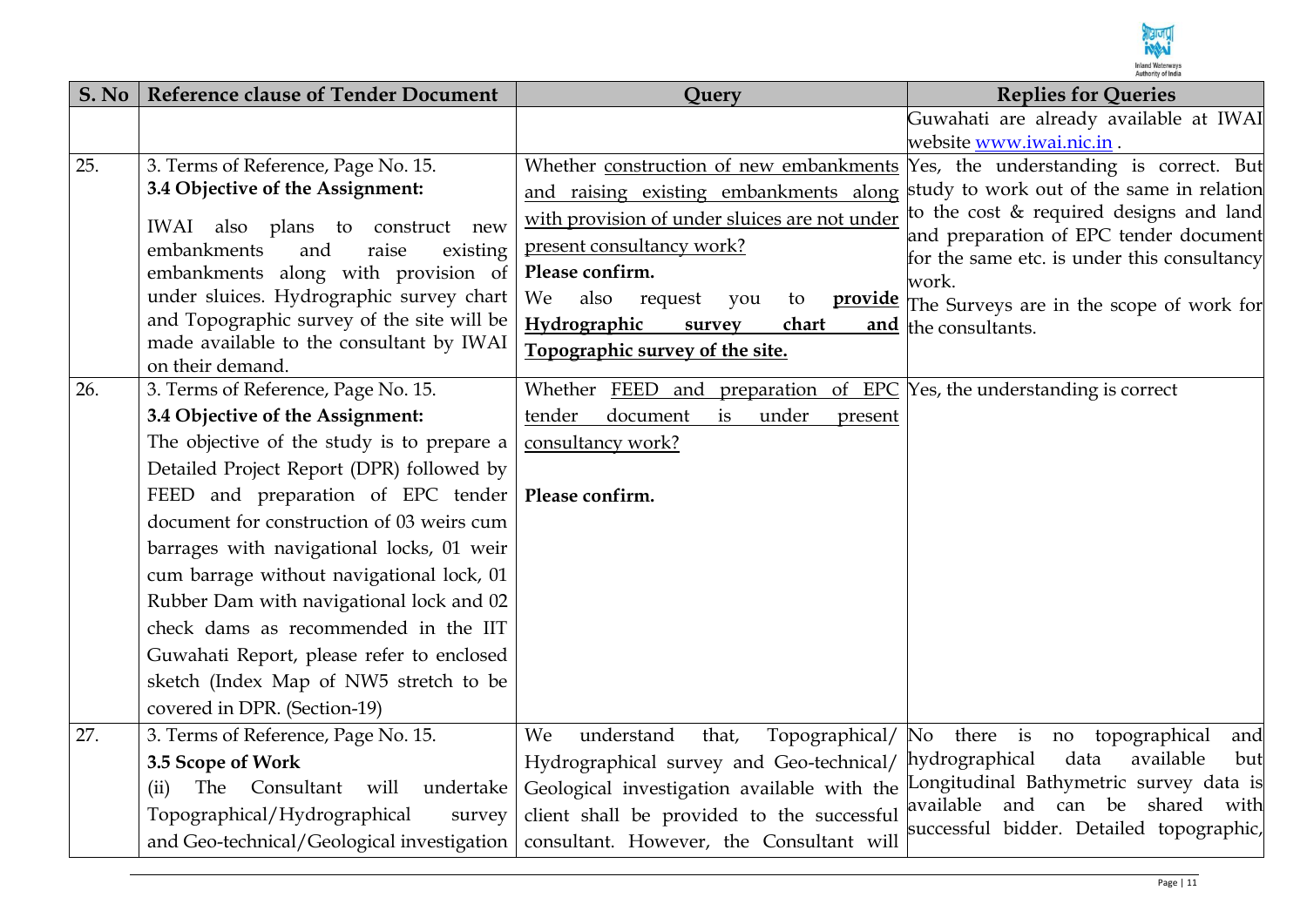| S. No | Reference clause of Tender Document | Query | Replies for Queries |
|---|---|---|---|
| | | | Guwahati are already available at IWAI website www.iwai.nic.in . |
| 25. | 3. Terms of Reference, Page No. 15.<br>**3.4 Objective of the Assignment:**<br>IWAI also plans to construct new embankments and raise existing embankments along with provision of under sluices. Hydrographic survey chart and Topographic survey of the site will be made available to the consultant by IWAI on their demand. | Whether construction of new embankments and raising existing embankments along with provision of under sluices are not under present consultancy work?<br>**Please confirm.**<br>We also request you to **provide Hydrographic survey chart and Topographic survey of the site.** | Yes, the understanding is correct. But study to work out of the same in relation to the cost & required designs and land and preparation of EPC tender document for the same etc. is under this consultancy work.<br>The Surveys are in the scope of work for the consultants. |
| 26. | 3. Terms of Reference, Page No. 15.<br>**3.4 Objective of the Assignment:**<br>The objective of the study is to prepare a Detailed Project Report (DPR) followed by FEED and preparation of EPC tender document for construction of 03 weirs cum barrages with navigational locks, 01 weir cum barrage without navigational lock, 01 Rubber Dam with navigational lock and 02 check dams as recommended in the IIT Guwahati Report, please refer to enclosed sketch (Index Map of NW5 stretch to be covered in DPR. (Section-19) | Whether FEED and preparation of EPC tender document is under present consultancy work?<br><br>**Please confirm.** | Yes, the understanding is correct |
| 27. | 3. Terms of Reference, Page No. 15.<br>**3.5 Scope of Work**<br>(ii) The Consultant will undertake Topographical/Hydrographical survey and Geo-technical/Geological investigation | We understand that, Topographical/ Hydrographical survey and Geo-technical/ Geological investigation available with the client shall be provided to the successful consultant. However, the Consultant will | No there is no topographical and hydrographical data available but Longitudinal Bathymetric survey data is available and can be shared with successful bidder. Detailed topographic, |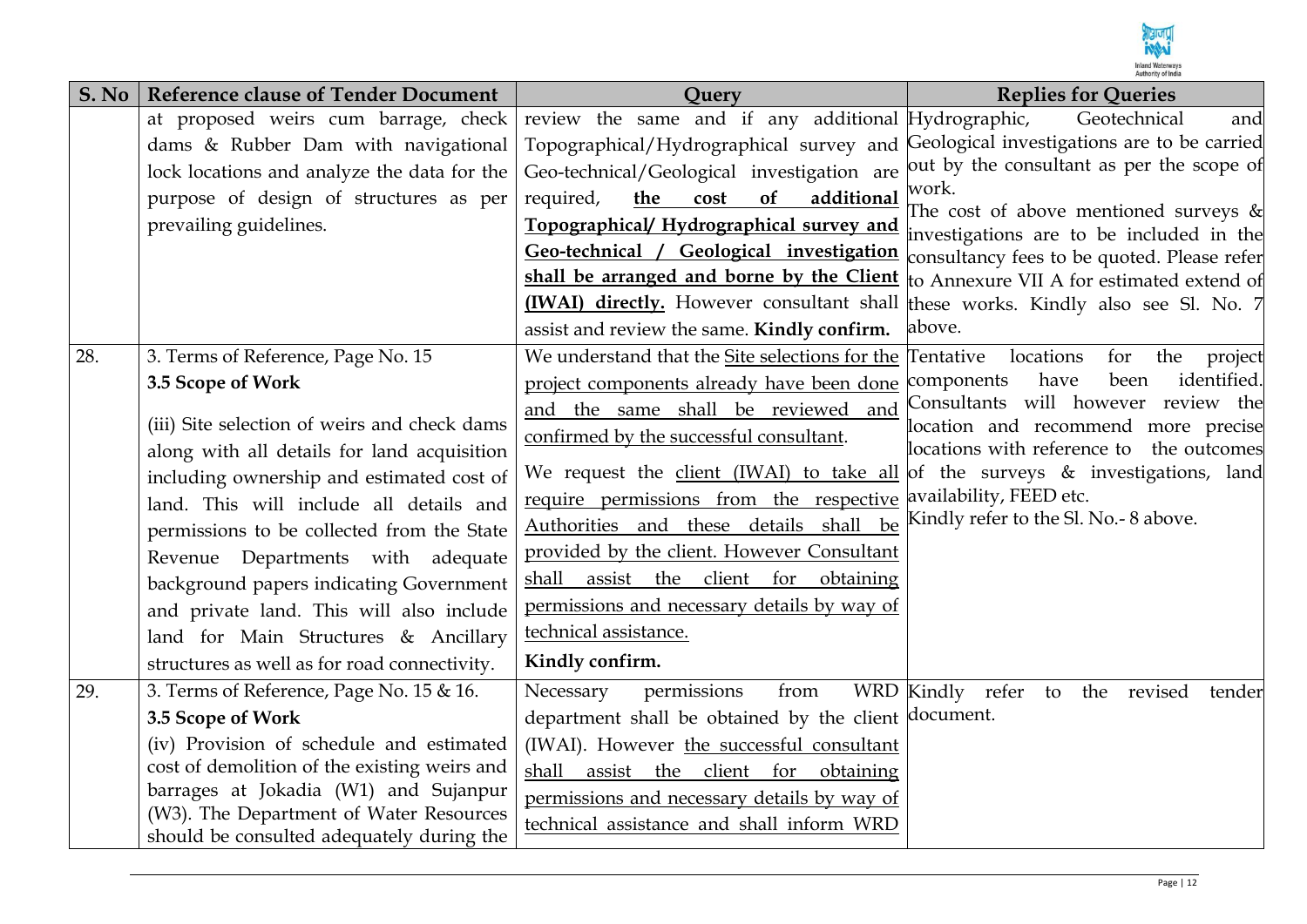| S. No | Reference clause of Tender Document | Query | Replies for Queries |
|---|---|---|---|
| | at proposed weirs cum barrage, check dams & Rubber Dam with navigational lock locations and analyze the data for the purpose of design of structures as per prevailing guidelines. | review the same and if any additional Topographical/Hydrographical survey and Geo-technical/Geological investigation are required, **the cost of additional Topographical/ Hydrographical survey and Geo-technical / Geological investigation shall be arranged and borne by the Client (IWAI) directly.** However consultant shall assist and review the same. **Kindly confirm.** | Hydrographic, Geotechnical and Geological investigations are to be carried out by the consultant as per the scope of work.<br>The cost of above mentioned surveys & investigations are to be included in the consultancy fees to be quoted. Please refer to Annexure VII A for estimated extend of these works. Kindly also see Sl. No. 7 above. |
| 28. | 3. Terms of Reference, Page No. 15<br>**3.5 Scope of Work**<br>(iii) Site selection of weirs and check dams along with all details for land acquisition including ownership and estimated cost of land. This will include all details and permissions to be collected from the State Revenue Departments with adequate background papers indicating Government and private land. This will also include land for Main Structures & Ancillary structures as well as for road connectivity. | We understand that the Site selections for the project components already have been done and the same shall be reviewed and confirmed by the successful consultant.<br>We request the client (IWAI) to take all require permissions from the respective Authorities and these details shall be provided by the client. However Consultant shall assist the client for obtaining permissions and necessary details by way of technical assistance.<br>**Kindly confirm.** | Tentative locations for the project components have been identified. Consultants will however review the location and recommend more precise locations with reference to the outcomes of the surveys & investigations, land availability, FEED etc.<br>Kindly refer to the Sl. No.- 8 above. |
| 29. | 3. Terms of Reference, Page No. 15 & 16.<br>**3.5 Scope of Work**<br>(iv) Provision of schedule and estimated cost of demolition of the existing weirs and barrages at Jokadia (W1) and Sujanpur (W3). The Department of Water Resources should be consulted adequately during the | Necessary permissions from WRD department shall be obtained by the client (IWAI). However the successful consultant shall assist the client for obtaining permissions and necessary details by way of technical assistance and shall inform WRD | Kindly refer to the revised tender document. |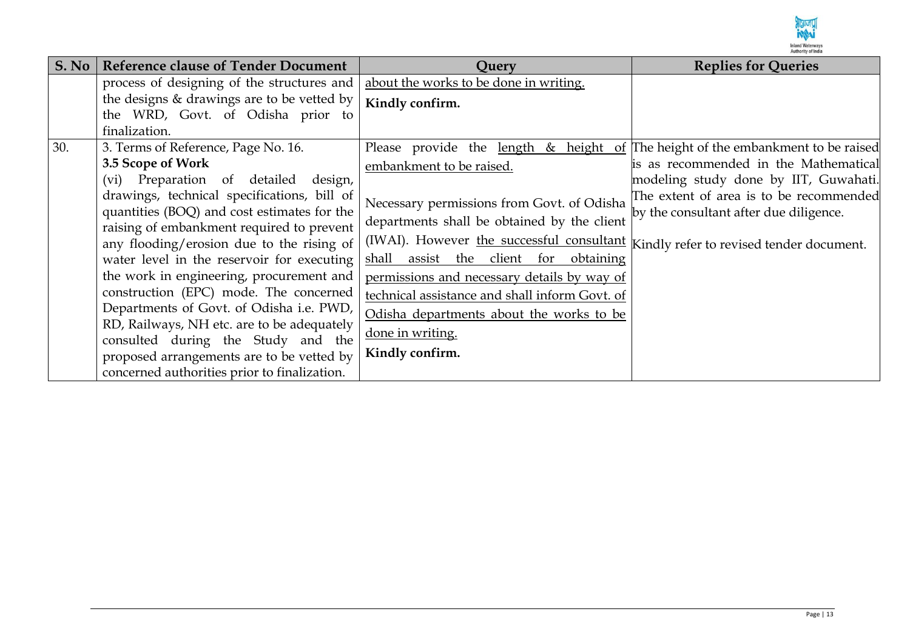| S. No | Reference clause of Tender Document | Query | Replies for Queries |
|---|---|---|---|
| | process of designing of the structures and the designs & drawings are to be vetted by the WRD, Govt. of Odisha prior to finalization. | about the works to be done in writing.<br>**Kindly confirm.** | |
| 30. | 3. Terms of Reference, Page No. 16.<br>**3.5 Scope of Work**<br>(vi) Preparation of detailed design, drawings, technical specifications, bill of quantities (BOQ) and cost estimates for the raising of embankment required to prevent any flooding/erosion due to the rising of water level in the reservoir for executing the work in engineering, procurement and construction (EPC) mode. The concerned Departments of Govt. of Odisha i.e. PWD, RD, Railways, NH etc. are to be adequately consulted during the Study and the proposed arrangements are to be vetted by concerned authorities prior to finalization. | Please provide the length & height of embankment to be raised.<br><br>Necessary permissions from Govt. of Odisha departments shall be obtained by the client (IWAI). However the successful consultant shall assist the client for obtaining permissions and necessary details by way of technical assistance and shall inform Govt. of Odisha departments about the works to be done in writing.<br>**Kindly confirm.** | The height of the embankment to be raised is as recommended in the Mathematical modeling study done by IIT, Guwahati. The extent of area is to be recommended by the consultant after due diligence.<br><br>Kindly refer to revised tender document. |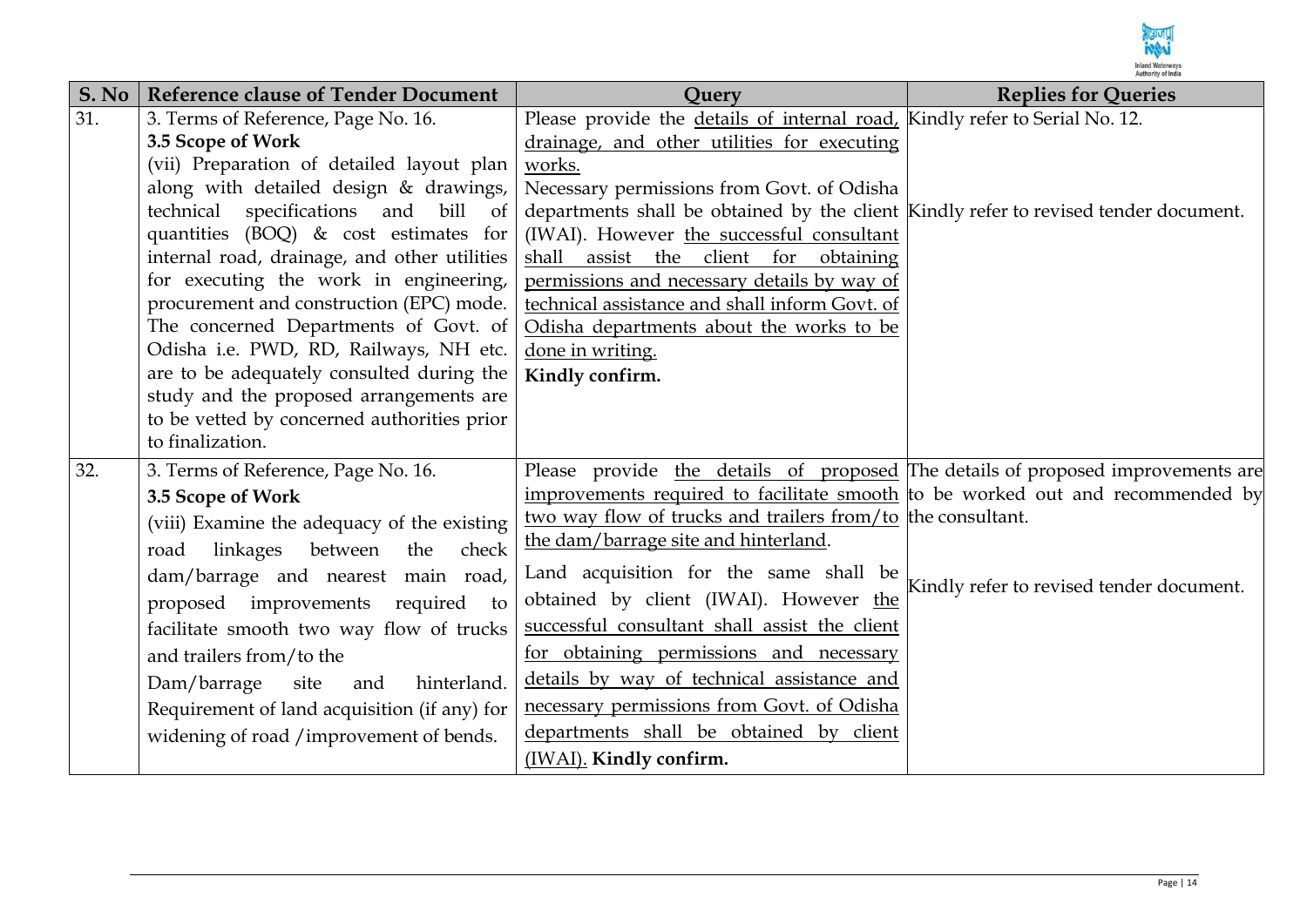| S. No | Reference clause of Tender Document | Query | Replies for Queries |
|---|---|---|---|
| 31. | 3. Terms of Reference, Page No. 16.<br>**3.5 Scope of Work**<br>(vii) Preparation of detailed layout plan along with detailed design & drawings, technical specifications and bill of quantities (BOQ) & cost estimates for internal road, drainage, and other utilities for executing the work in engineering, procurement and construction (EPC) mode. The concerned Departments of Govt. of Odisha i.e. PWD, RD, Railways, NH etc. are to be adequately consulted during the study and the proposed arrangements are to be vetted by concerned authorities prior to finalization. | Please provide the details of internal road, drainage, and other utilities for executing works.<br>Necessary permissions from Govt. of Odisha departments shall be obtained by the client (IWAI). However the successful consultant shall assist the client for obtaining permissions and necessary details by way of technical assistance and shall inform Govt. of Odisha departments about the works to be done in writing.<br>**Kindly confirm.** | Kindly refer to Serial No. 12.<br><br>Kindly refer to revised tender document. |
| 32. | 3. Terms of Reference, Page No. 16.<br>**3.5 Scope of Work**<br>(viii) Examine the adequacy of the existing road linkages between the check dam/barrage and nearest main road, proposed improvements required to facilitate smooth two way flow of trucks and trailers from/to the Dam/barrage site and hinterland. Requirement of land acquisition (if any) for widening of road /improvement of bends. | Please provide the details of proposed improvements required to facilitate smooth two way flow of trucks and trailers from/to the dam/barrage site and hinterland.<br>Land acquisition for the same shall be obtained by client (IWAI). However the successful consultant shall assist the client for obtaining permissions and necessary details by way of technical assistance and necessary permissions from Govt. of Odisha departments shall be obtained by client (IWAI). **Kindly confirm.** | The details of proposed improvements are to be worked out and recommended by the consultant.<br><br>Kindly refer to revised tender document. |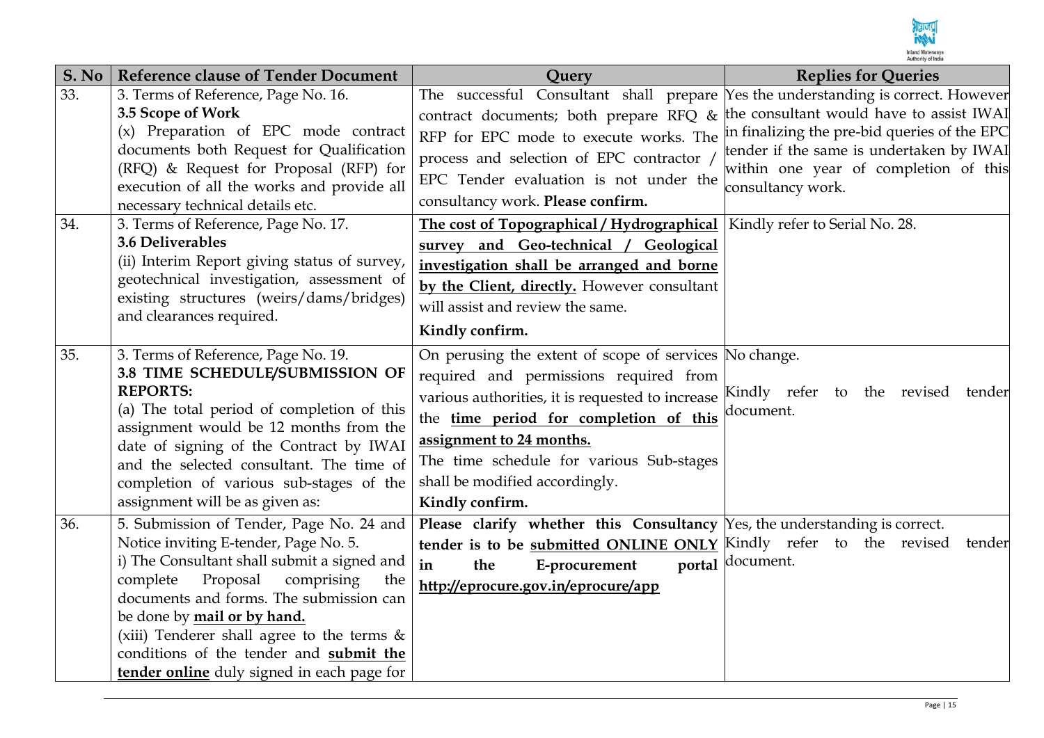| S. No | Reference clause of Tender Document | Query | Replies for Queries |
|---|---|---|---|
| 33. | 3. Terms of Reference, Page No. 16.<br>**3.5 Scope of Work**<br>(x) Preparation of EPC mode contract documents both Request for Qualification (RFQ) & Request for Proposal (RFP) for execution of all the works and provide all necessary technical details etc. | The successful Consultant shall prepare contract documents; both prepare RFQ & RFP for EPC mode to execute works. The process and selection of EPC contractor / EPC Tender evaluation is not under the consultancy work. **Please confirm.** | Yes the understanding is correct. However the consultant would have to assist IWAI in finalizing the pre-bid queries of the EPC tender if the same is undertaken by IWAI within one year of completion of this consultancy work. |
| 34. | 3. Terms of Reference, Page No. 17.<br>**3.6 Deliverables**<br>(ii) Interim Report giving status of survey, geotechnical investigation, assessment of existing structures (weirs/dams/bridges) and clearances required. | **The cost of Topographical / Hydrographical survey and Geo-technical / Geological investigation shall be arranged and borne by the Client, directly.** However consultant will assist and review the same.<br>**Kindly confirm.** | Kindly refer to Serial No. 28. |
| 35. | 3. Terms of Reference, Page No. 19.<br>**3.8 TIME SCHEDULE/SUBMISSION OF REPORTS:**<br>(a) The total period of completion of this assignment would be 12 months from the date of signing of the Contract by IWAI and the selected consultant. The time of completion of various sub-stages of the assignment will be as given as: | On perusing the extent of scope of services required and permissions required from various authorities, it is requested to increase the **time period for completion of this assignment to 24 months.**<br>The time schedule for various Sub-stages shall be modified accordingly.<br>**Kindly confirm.** | No change.<br>Kindly refer to the revised tender document. |
| 36. | 5. Submission of Tender, Page No. 24 and Notice inviting E-tender, Page No. 5.<br>i) The Consultant shall submit a signed and complete Proposal comprising the documents and forms. The submission can be done by **mail or by hand.**<br>(xiii) Tenderer shall agree to the terms & conditions of the tender and **submit the tender online** duly signed in each page for | **Please clarify whether this Consultancy tender is to be submitted ONLINE ONLY in the E-procurement portal http://eprocure.gov.in/eprocure/app** | Yes, the understanding is correct.<br>Kindly refer to the revised tender document. |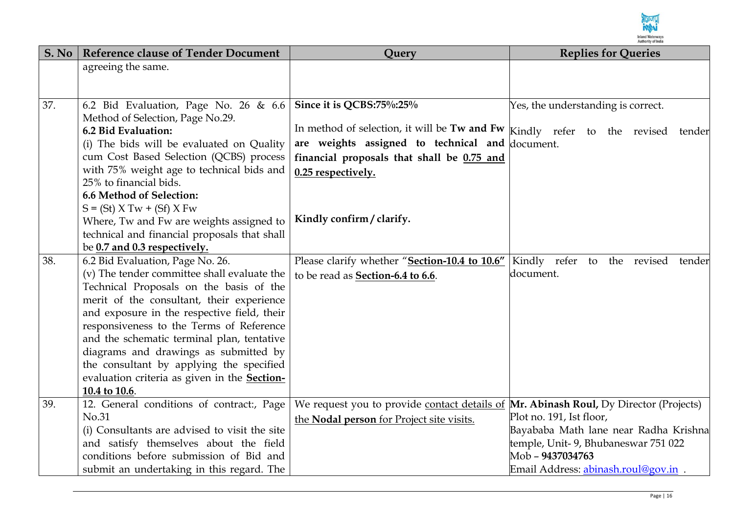| S. No | Reference clause of Tender Document | Query | Replies for Queries |
|---|---|---|---|
| | agreeing the same. | | |
| 37. | 6.2 Bid Evaluation, Page No. 26 & 6.6 Method of Selection, Page No.29.<br>**6.2 Bid Evaluation:**<br>(i) The bids will be evaluated on Quality cum Cost Based Selection (QCBS) process with 75% weight age to technical bids and 25% to financial bids.<br>**6.6 Method of Selection:**<br>$S = (St) \times Tw + (Sf) \times Fw$<br>Where, Tw and Fw are weights assigned to technical and financial proposals that shall be **0.7 and 0.3 respectively.** | **Since it is QCBS:75%:25%**<br>In method of selection, it will be **Tw and Fw are weights assigned to technical and financial proposals that shall be 0.75 and 0.25 respectively.**<br>**Kindly confirm / clarify.** | Yes, the understanding is correct.<br>Kindly refer to the revised tender document. |
| 38. | 6.2 Bid Evaluation, Page No. 26.<br>(v) The tender committee shall evaluate the Technical Proposals on the basis of the merit of the consultant, their experience and exposure in the respective field, their responsiveness to the Terms of Reference and the schematic terminal plan, tentative diagrams and drawings as submitted by the consultant by applying the specified evaluation criteria as given in the **Section-10.4 to 10.6**. | Please clarify whether "**Section-10.4 to 10.6**" to be read as **Section-6.4 to 6.6**. | Kindly refer to the revised tender document. |
| 39. | 12. General conditions of contract:, Page No.31<br>(i) Consultants are advised to visit the site and satisfy themselves about the field conditions before submission of Bid and submit an undertaking in this regard. The | We request you to provide contact details of the **Nodal person** for Project site visits. | **Mr. Abinash Roul,** Dy Director (Projects)<br>Plot no. 191, Ist floor,<br>Bayababa Math lane near Radha Krishna temple, Unit- 9, Bhubaneswar 751 022<br>Mob – **9437034763**<br>Email Address: abinash.roul@gov.in . |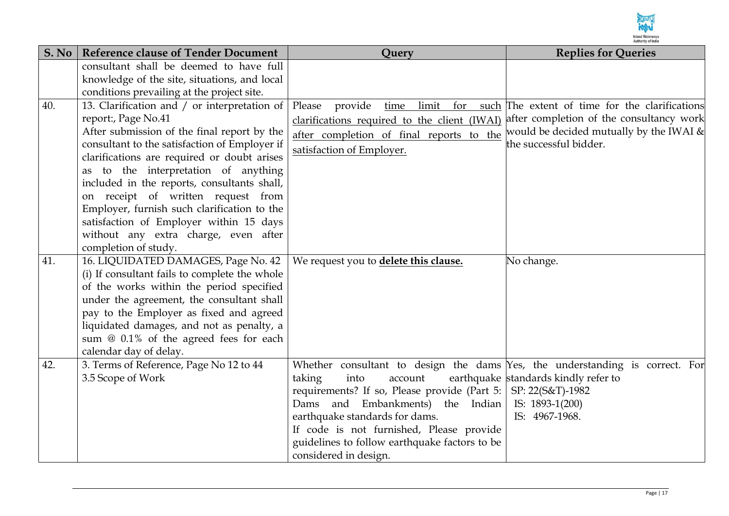| S. No | Reference clause of Tender Document | Query | Replies for Queries |
|---|---|---|---|
| | consultant shall be deemed to have full knowledge of the site, situations, and local conditions prevailing at the project site. | | |
| 40. | 13. Clarification and / or interpretation of report:, Page No.41<br>After submission of the final report by the consultant to the satisfaction of Employer if clarifications are required or doubt arises as to the interpretation of anything included in the reports, consultants shall, on receipt of written request from Employer, furnish such clarification to the satisfaction of Employer within 15 days without any extra charge, even after completion of study. | Please provide time limit for such clarifications required to the client (IWAI) after completion of final reports to the satisfaction of Employer. | The extent of time for the clarifications after completion of the consultancy work would be decided mutually by the IWAI & the successful bidder. |
| 41. | 16. LIQUIDATED DAMAGES, Page No. 42<br>(i) If consultant fails to complete the whole of the works within the period specified under the agreement, the consultant shall pay to the Employer as fixed and agreed liquidated damages, and not as penalty, a sum @ 0.1% of the agreed fees for each calendar day of delay. | We request you to **delete this clause.** | No change. |
| 42. | 3. Terms of Reference, Page No 12 to 44<br>3.5 Scope of Work | Whether consultant to design the dams taking into account earthquake requirements? If so, Please provide (Part 5: Dams and Embankments) the Indian earthquake standards for dams.<br>If code is not furnished, Please provide guidelines to follow earthquake factors to be considered in design. | Yes, the understanding is correct. For standards kindly refer to<br>SP: 22(S&T)-1982<br>IS: 1893-1(200)<br>IS: 4967-1968. |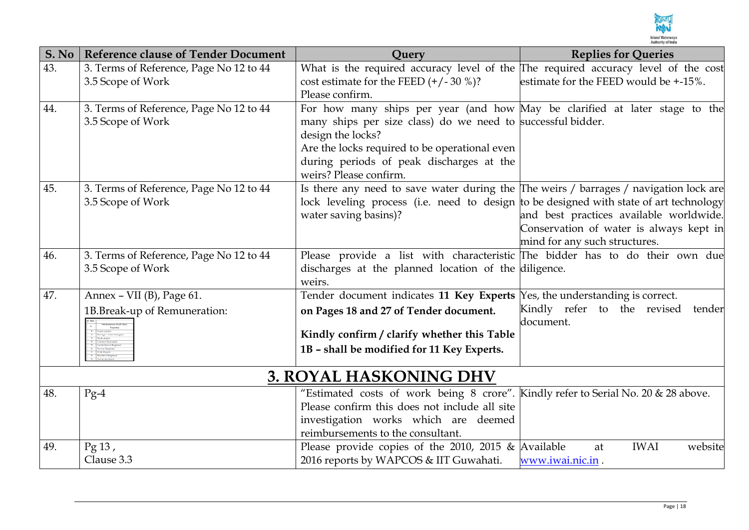| S. No | Reference clause of Tender Document | Query | Replies for Queries |
|---|---|---|---|
| 43. | 3. Terms of Reference, Page No 12 to 44<br>3.5 Scope of Work | What is the required accuracy level of the cost estimate for the FEED (+/- 30 %)? Please confirm. | The required accuracy level of the cost estimate for the FEED would be +-15%. |
| 44. | 3. Terms of Reference, Page No 12 to 44<br>3.5 Scope of Work | For how many ships per year (and how many ships per size class) do we need to design the locks?<br>Are the locks required to be operational even during periods of peak discharges at the weirs? Please confirm. | May be clarified at later stage to the successful bidder. |
| 45. | 3. Terms of Reference, Page No 12 to 44<br>3.5 Scope of Work | Is there any need to save water during the lock leveling process (i.e. need to design water saving basins)? | The weirs / barrages / navigation lock are to be designed with state of art technology and best practices available worldwide. Conservation of water is always kept in mind for any such structures. |
| 46. | 3. Terms of Reference, Page No 12 to 44<br>3.5 Scope of Work | Please provide a list with characteristic discharges at the planned location of the weirs. | The bidder has to do their own due diligence. |
| 47. | Annex – VII (B), Page 61.<br>1B.Break-up of Remuneration: | Tender document indicates **11 Key Experts on Pages 18 and 27 of Tender document.**<br>**Kindly confirm / clarify whether this Table 1B – shall be modified for 11 Key Experts.** | Yes, the understanding is correct.<br>Kindly refer to the revised tender document. |
| | | **3. ROYAL HASKONING DHV** | |
| 48. | Pg-4 | "Estimated costs of work being 8 crore". Please confirm this does not include all site investigation works which are deemed reimbursements to the consultant. | Kindly refer to Serial No. 20 & 28 above. |
| 49. | Pg 13 ,<br>Clause 3.3 | Please provide copies of the 2010, 2015 & 2016 reports by WAPCOS & IIT Guwahati. | Available at IWAI website www.iwai.nic.in . |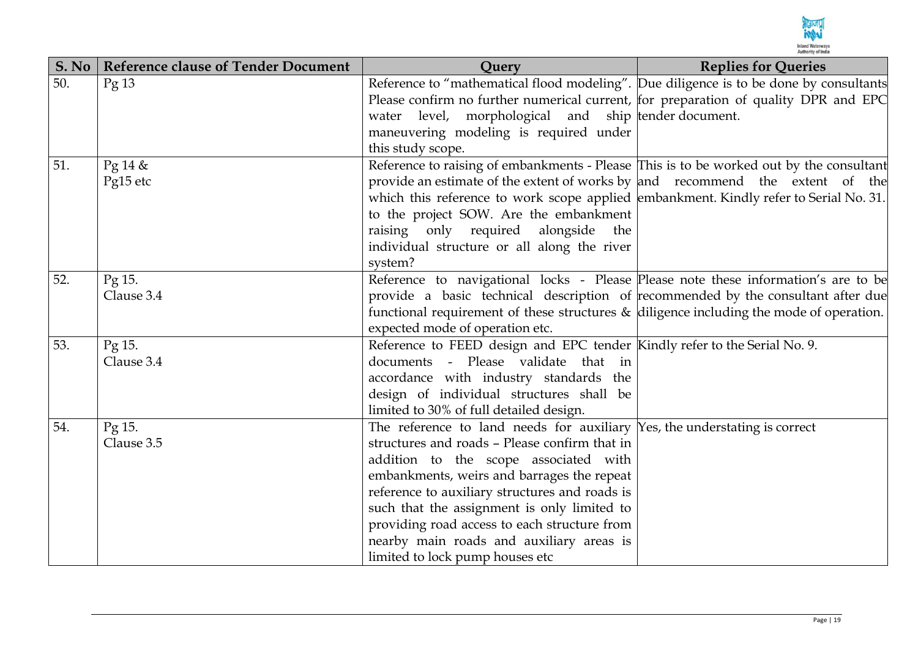| S. No | Reference clause of Tender Document | Query | Replies for Queries |
|---|---|---|---|
| 50. | Pg 13 | Reference to "mathematical flood modeling". Please confirm no further numerical current, water level, morphological and ship maneuvering modeling is required under this study scope. | Due diligence is to be done by consultants for preparation of quality DPR and EPC tender document. |
| 51. | Pg 14 & Pg15 etc | Reference to raising of embankments - Please provide an estimate of the extent of works by which this reference to work scope applied to the project SOW. Are the embankment raising only required alongside the individual structure or all along the river system? | This is to be worked out by the consultant and recommend the extent of the embankment. Kindly refer to Serial No. 31. |
| 52. | Pg 15. Clause 3.4 | Reference to navigational locks - Please provide a basic technical description of functional requirement of these structures & expected mode of operation etc. | Please note these information's are to be recommended by the consultant after due diligence including the mode of operation. |
| 53. | Pg 15. Clause 3.4 | Reference to FEED design and EPC tender documents - Please validate that in accordance with industry standards the design of individual structures shall be limited to 30% of full detailed design. | Kindly refer to the Serial No. 9. |
| 54. | Pg 15. Clause 3.5 | The reference to land needs for auxiliary structures and roads – Please confirm that in addition to the scope associated with embankments, weirs and barrages the repeat reference to auxiliary structures and roads is such that the assignment is only limited to providing road access to each structure from nearby main roads and auxiliary areas is limited to lock pump houses etc | Yes, the understating is correct |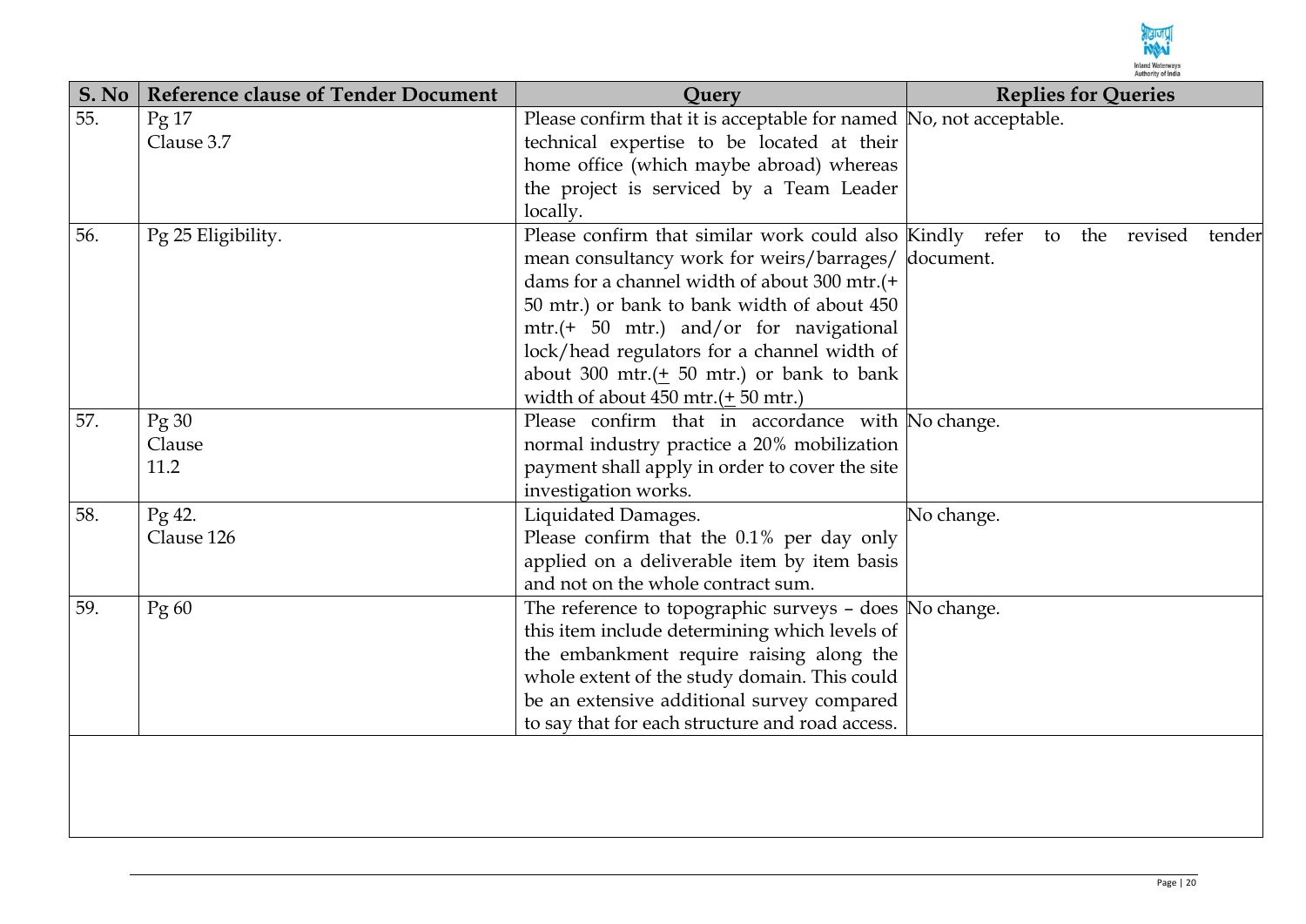| S. No | Reference clause of Tender Document | Query | Replies for Queries |
|---|---|---|---|
| 55. | Pg 17<br>Clause 3.7 | Please confirm that it is acceptable for named technical expertise to be located at their home office (which maybe abroad) whereas the project is serviced by a Team Leader locally. | No, not acceptable. |
| 56. | Pg 25 Eligibility. | Please confirm that similar work could also mean consultancy work for weirs/barrages/ dams for a channel width of about 300 mtr.(+ 50 mtr.) or bank to bank width of about 450 mtr.(+ 50 mtr.) and/or for navigational lock/head regulators for a channel width of about 300 mtr.(± 50 mtr.) or bank to bank width of about 450 mtr.(± 50 mtr.) | Kindly refer to the revised tender document. |
| 57. | Pg 30<br>Clause<br>11.2 | Please confirm that in accordance with normal industry practice a 20% mobilization payment shall apply in order to cover the site investigation works. | No change. |
| 58. | Pg 42.<br>Clause 126 | Liquidated Damages.<br>Please confirm that the 0.1% per day only applied on a deliverable item by item basis and not on the whole contract sum. | No change. |
| 59. | Pg 60 | The reference to topographic surveys – does this item include determining which levels of the embankment require raising along the whole extent of the study domain. This could be an extensive additional survey compared to say that for each structure and road access. | No change. |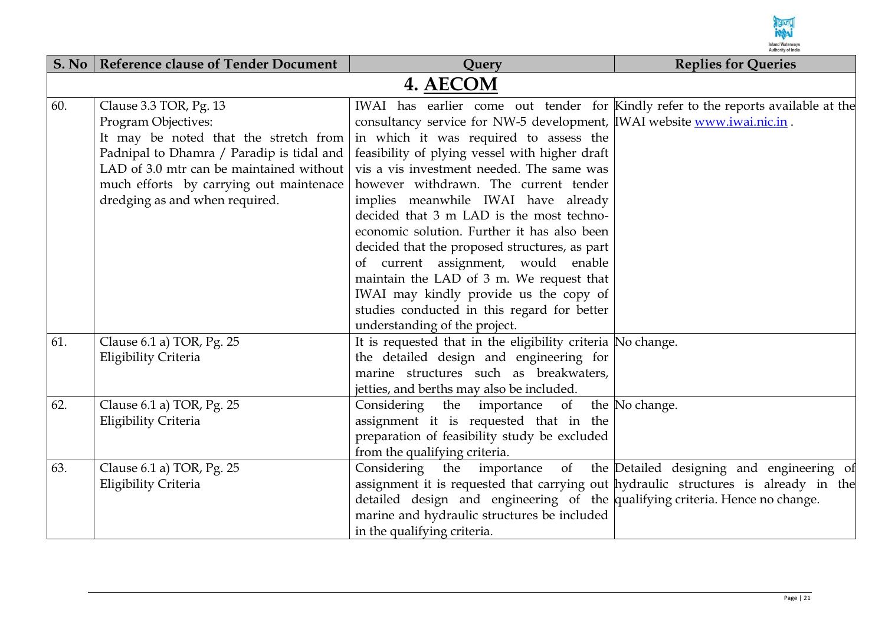| S. No | Reference clause of Tender Document | Query | Replies for Queries |
|---|---|---|---|
| **4. AECOM** | | | |
| 60. | Clause 3.3 TOR, Pg. 13<br>Program Objectives:<br>It may be noted that the stretch from Padnipal to Dhamra / Paradip is tidal and LAD of 3.0 mtr can be maintained without much efforts by carrying out maintenace dredging as and when required. | IWAI has earlier come out tender for consultancy service for NW-5 development, in which it was required to assess the feasibility of plying vessel with higher draft vis a vis investment needed. The same was however withdrawn. The current tender implies meanwhile IWAI have already decided that 3 m LAD is the most techno-economic solution. Further it has also been decided that the proposed structures, as part of current assignment, would enable maintain the LAD of 3 m. We request that IWAI may kindly provide us the copy of studies conducted in this regard for better understanding of the project. | Kindly refer to the reports available at the IWAI website www.iwai.nic.in . |
| 61. | Clause 6.1 a) TOR, Pg. 25<br>Eligibility Criteria | It is requested that in the eligibility criteria the detailed design and engineering for marine structures such as breakwaters, jetties, and berths may also be included. | No change. |
| 62. | Clause 6.1 a) TOR, Pg. 25<br>Eligibility Criteria | Considering the importance of the assignment it is requested that in the preparation of feasibility study be excluded from the qualifying criteria. | No change. |
| 63. | Clause 6.1 a) TOR, Pg. 25<br>Eligibility Criteria | Considering the importance of the assignment it is requested that carrying out detailed design and engineering of the marine and hydraulic structures be included in the qualifying criteria. | Detailed designing and engineering of hydraulic structures is already in the qualifying criteria. Hence no change. |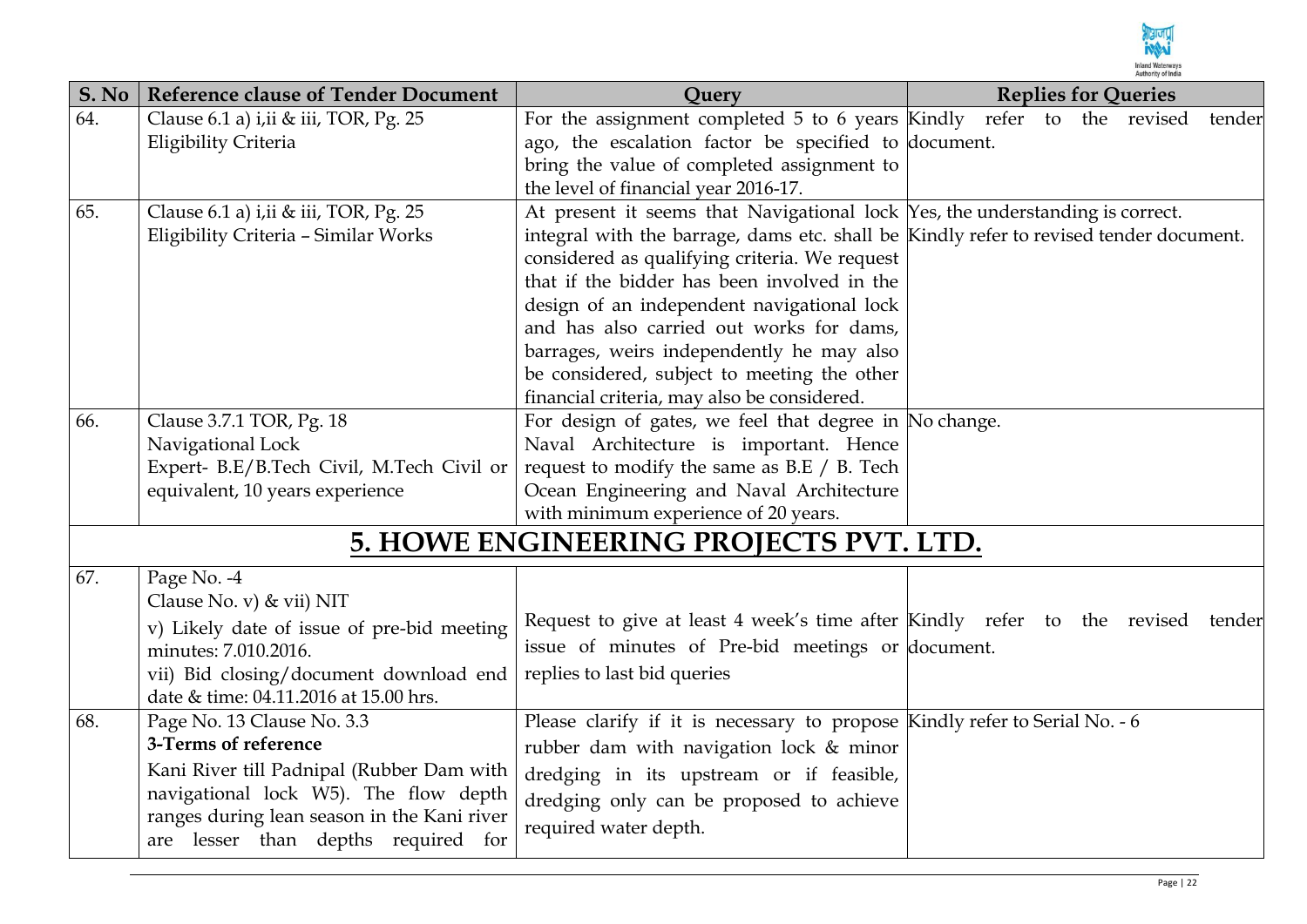| S. No | Reference clause of Tender Document | Query | Replies for Queries |
|---|---|---|---|
| 64. | Clause 6.1 a) i,ii & iii, TOR, Pg. 25<br>Eligibility Criteria | For the assignment completed 5 to 6 years ago, the escalation factor be specified to bring the value of completed assignment to the level of financial year 2016-17. | Kindly refer to the revised tender document. |
| 65. | Clause 6.1 a) i,ii & iii, TOR, Pg. 25<br>Eligibility Criteria – Similar Works | At present it seems that Navigational lock integral with the barrage, dams etc. shall be considered as qualifying criteria. We request that if the bidder has been involved in the design of an independent navigational lock and has also carried out works for dams, barrages, weirs independently he may also be considered, subject to meeting the other financial criteria, may also be considered. | Yes, the understanding is correct.<br>Kindly refer to revised tender document. |
| 66. | Clause 3.7.1 TOR, Pg. 18<br>Navigational Lock<br>Expert- B.E/B.Tech Civil, M.Tech Civil or equivalent, 10 years experience | For design of gates, we feel that degree in Naval Architecture is important. Hence request to modify the same as B.E / B. Tech Ocean Engineering and Naval Architecture with minimum experience of 20 years. | No change. |
| | **5. HOWE ENGINEERING PROJECTS PVT. LTD.** | | |
| 67. | Page No. -4<br>Clause No. v) & vii) NIT<br>v) Likely date of issue of pre-bid meeting minutes: 7.010.2016.<br>vii) Bid closing/document download end date & time: 04.11.2016 at 15.00 hrs. | Request to give at least 4 week's time after issue of minutes of Pre-bid meetings or replies to last bid queries | Kindly refer to the revised tender document. |
| 68. | Page No. 13 Clause No. 3.3<br>**3-Terms of reference**<br>Kani River till Padnipal (Rubber Dam with navigational lock W5). The flow depth ranges during lean season in the Kani river are lesser than depths required for | Please clarify if it is necessary to propose rubber dam with navigation lock & minor dredging in its upstream or if feasible, dredging only can be proposed to achieve required water depth. | Kindly refer to Serial No. - 6 |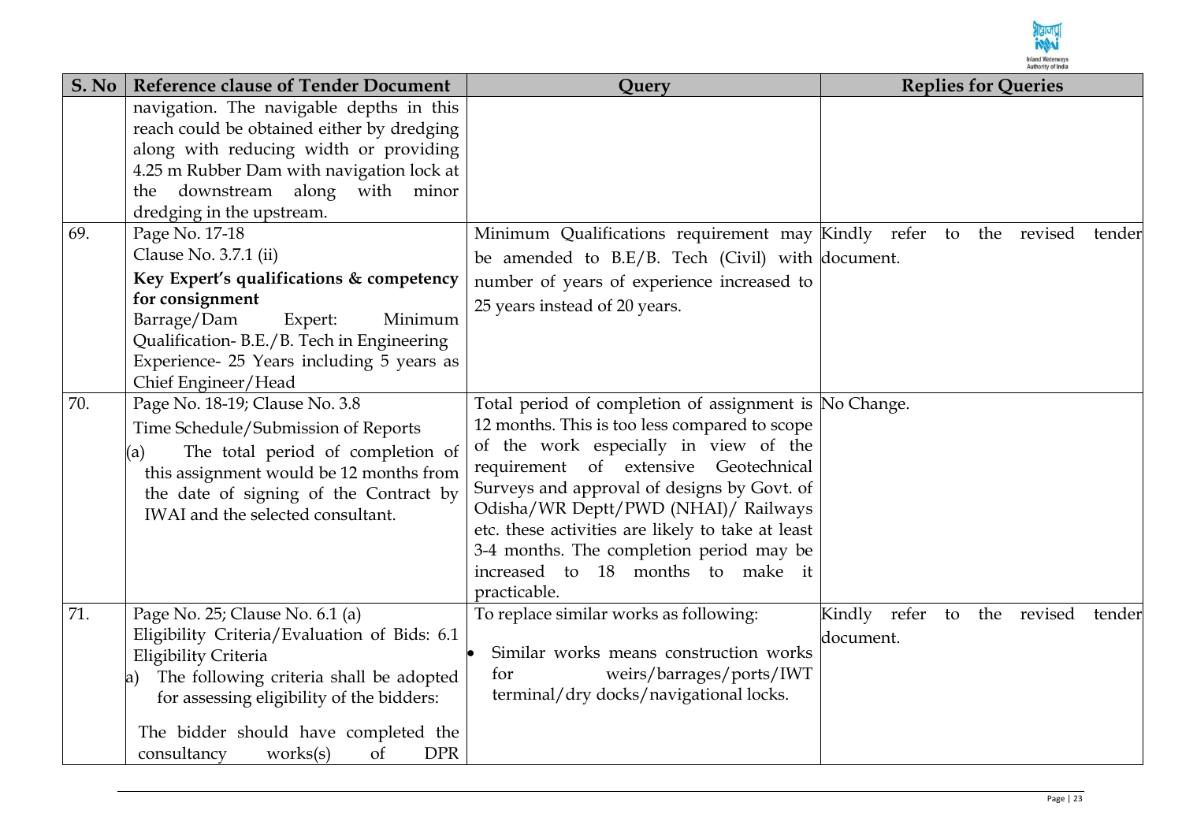| S. No | Reference clause of Tender Document | Query | Replies for Queries |
|---|---|---|---|
| | navigation. The navigable depths in this reach could be obtained either by dredging along with reducing width or providing 4.25 m Rubber Dam with navigation lock at the downstream along with minor dredging in the upstream. | | |
| 69. | Page No. 17-18<br>Clause No. 3.7.1 (ii)<br>**Key Expert's qualifications & competency for consignment**<br>Barrage/Dam Expert: Minimum Qualification- B.E./B. Tech in Engineering<br>Experience- 25 Years including 5 years as Chief Engineer/Head | Minimum Qualifications requirement may be amended to B.E/B. Tech (Civil) with number of years of experience increased to 25 years instead of 20 years. | Kindly refer to the revised tender document. |
| 70. | Page No. 18-19; Clause No. 3.8<br>Time Schedule/Submission of Reports<br>(a) The total period of completion of this assignment would be 12 months from the date of signing of the Contract by IWAI and the selected consultant. | Total period of completion of assignment is 12 months. This is too less compared to scope of the work especially in view of the requirement of extensive Geotechnical Surveys and approval of designs by Govt. of Odisha/WR Deptt/PWD (NHAI)/ Railways etc. these activities are likely to take at least 3-4 months. The completion period may be increased to 18 months to make it practicable. | No Change. |
| 71. | Page No. 25; Clause No. 6.1 (a)<br>Eligibility Criteria/Evaluation of Bids: 6.1 Eligibility Criteria<br>a) The following criteria shall be adopted for assessing eligibility of the bidders:<br>The bidder should have completed the consultancy works(s) of DPR | To replace similar works as following:<br>• Similar works means construction works for weirs/barrages/ports/IWT terminal/dry docks/navigational locks. | Kindly refer to the revised tender document. |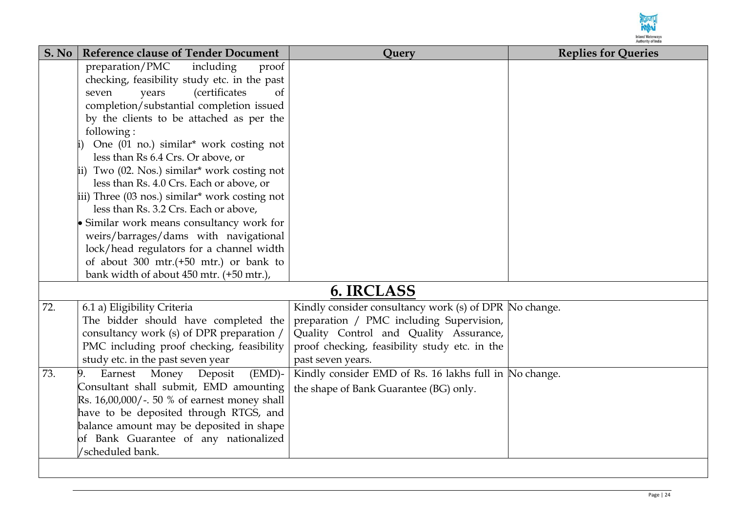| S. No | Reference clause of Tender Document | Query | Replies for Queries |
|---|---|---|---|
| | preparation/PMC including proof checking, feasibility study etc. in the past seven years (certificates of completion/substantial completion issued by the clients to be attached as per the following :<br>i) One (01 no.) similar* work costing not less than Rs 6.4 Crs. Or above, or<br>ii) Two (02. Nos.) similar* work costing not less than Rs. 4.0 Crs. Each or above, or<br>iii) Three (03 nos.) similar* work costing not less than Rs. 3.2 Crs. Each or above,<br>• Similar work means consultancy work for weirs/barrages/dams with navigational lock/head regulators for a channel width of about 300 mtr.(+50 mtr.) or bank to bank width of about 450 mtr. (+50 mtr.), | | |
| | **6. IRCLASS** | | |
| 72. | 6.1 a) Eligibility Criteria<br>The bidder should have completed the consultancy work (s) of DPR preparation / PMC including proof checking, feasibility study etc. in the past seven year | Kindly consider consultancy work (s) of DPR preparation / PMC including Supervision, Quality Control and Quality Assurance, proof checking, feasibility study etc. in the past seven years. | No change. |
| 73. | 9. Earnest Money Deposit (EMD)- Consultant shall submit, EMD amounting Rs. 16,00,000/-. 50 % of earnest money shall have to be deposited through RTGS, and balance amount may be deposited in shape of Bank Guarantee of any nationalized /scheduled bank. | Kindly consider EMD of Rs. 16 lakhs full in the shape of Bank Guarantee (BG) only. | No change. |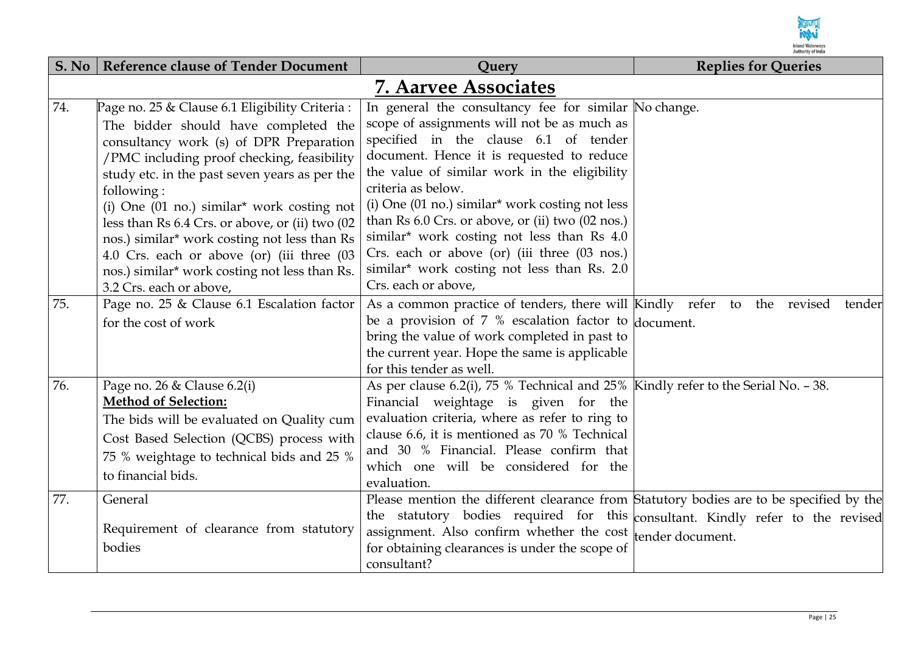| S. No | Reference clause of Tender Document | Query | Replies for Queries |
|---|---|---|---|
| | **7. Aarvee Associates** | | |
| 74. | Page no. 25 & Clause 6.1 Eligibility Criteria : The bidder should have completed the consultancy work (s) of DPR Preparation /PMC including proof checking, feasibility study etc. in the past seven years as per the following : (i) One (01 no.) similar* work costing not less than Rs 6.4 Crs. or above, or (ii) two (02 nos.) similar* work costing not less than Rs 4.0 Crs. each or above (or) (iii three (03 nos.) similar* work costing not less than Rs. 3.2 Crs. each or above, | In general the consultancy fee for similar scope of assignments will not be as much as specified in the clause 6.1 of tender document. Hence it is requested to reduce the value of similar work in the eligibility criteria as below. (i) One (01 no.) similar* work costing not less than Rs 6.0 Crs. or above, or (ii) two (02 nos.) similar* work costing not less than Rs 4.0 Crs. each or above (or) (iii three (03 nos.) similar* work costing not less than Rs. 2.0 Crs. each or above, | No change. |
| 75. | Page no. 25 & Clause 6.1 Escalation factor for the cost of work | As a common practice of tenders, there will be a provision of 7 % escalation factor to bring the value of work completed in past to the current year. Hope the same is applicable for this tender as well. | Kindly refer to the revised tender document. |
| 76. | Page no. 26 & Clause 6.2(i) **Method of Selection:** The bids will be evaluated on Quality cum Cost Based Selection (QCBS) process with 75 % weightage to technical bids and 25 % to financial bids. | As per clause 6.2(i), 75 % Technical and 25% Financial weightage is given for the evaluation criteria, where as refer to ring to clause 6.6, it is mentioned as 70 % Technical and 30 % Financial. Please confirm that which one will be considered for the evaluation. | Kindly refer to the Serial No. – 38. |
| 77. | General Requirement of clearance from statutory bodies | Please mention the different clearance from the statutory bodies required for this assignment. Also confirm whether the cost for obtaining clearances is under the scope of consultant? | Statutory bodies are to be specified by the consultant. Kindly refer to the revised tender document. |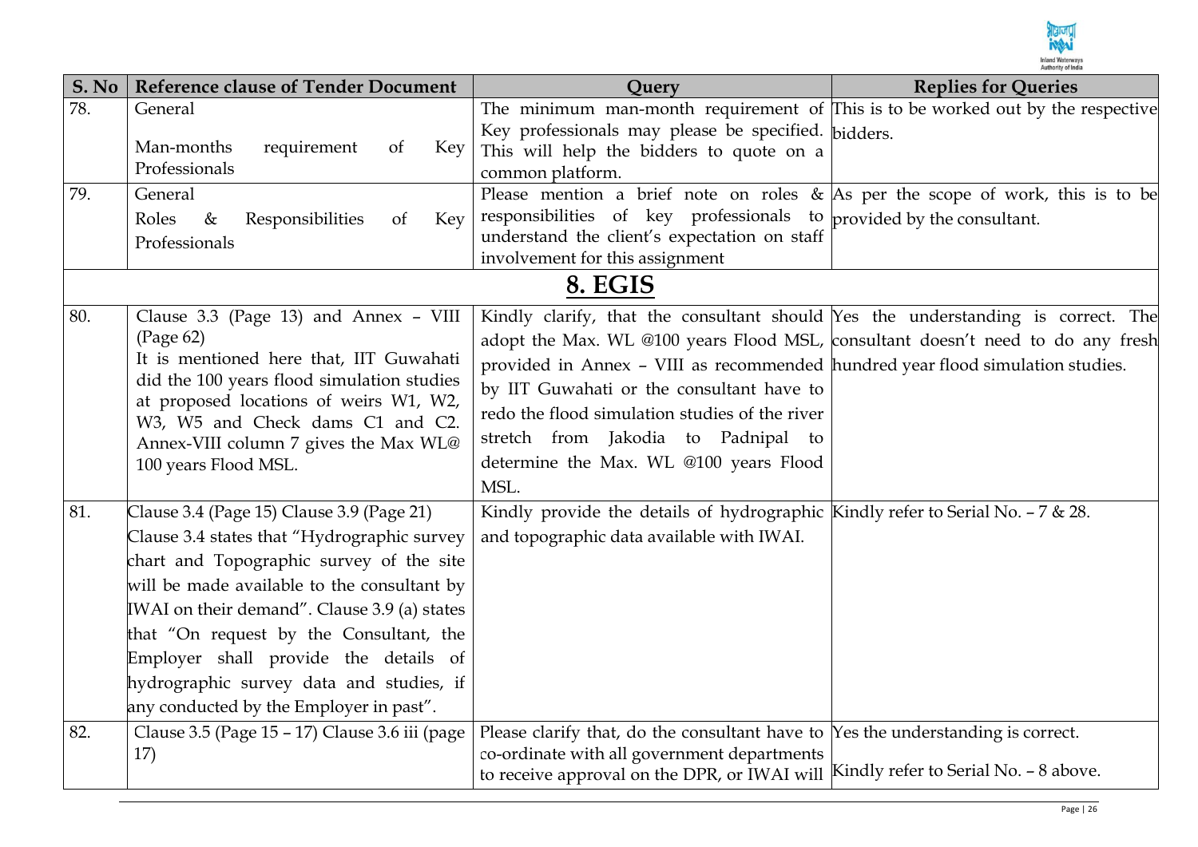| S. No | Reference clause of Tender Document | Query | Replies for Queries |
|---|---|---|---|
| 78. | General<br><br>Man-months requirement of Key Professionals | The minimum man-month requirement of Key professionals may please be specified. This will help the bidders to quote on a common platform. | This is to be worked out by the respective bidders. |
| 79. | General<br><br>Roles & Responsibilities of Key Professionals | Please mention a brief note on roles & responsibilities of key professionals to understand the client's expectation on staff involvement for this assignment | As per the scope of work, this is to be provided by the consultant. |
| | | **8. EGIS** | |
| 80. | Clause 3.3 (Page 13) and Annex – VIII (Page 62)<br>It is mentioned here that, IIT Guwahati did the 100 years flood simulation studies at proposed locations of weirs W1, W2, W3, W5 and Check dams C1 and C2. Annex-VIII column 7 gives the Max WL@ 100 years Flood MSL. | Kindly clarify, that the consultant should adopt the Max. WL @100 years Flood MSL, provided in Annex – VIII as recommended by IIT Guwahati or the consultant have to redo the flood simulation studies of the river stretch from Jakodia to Padnipal to determine the Max. WL @100 years Flood MSL. | Yes the understanding is correct. The consultant doesn't need to do any fresh hundred year flood simulation studies. |
| 81. | Clause 3.4 (Page 15) Clause 3.9 (Page 21)<br>Clause 3.4 states that "Hydrographic survey chart and Topographic survey of the site will be made available to the consultant by IWAI on their demand". Clause 3.9 (a) states that "On request by the Consultant, the Employer shall provide the details of hydrographic survey data and studies, if any conducted by the Employer in past". | Kindly provide the details of hydrographic and topographic data available with IWAI. | Kindly refer to Serial No. – 7 & 28. |
| 82. | Clause 3.5 (Page 15 – 17) Clause 3.6 iii (page 17) | Please clarify that, do the consultant have to co-ordinate with all government departments to receive approval on the DPR, or IWAI will | Yes the understanding is correct.<br><br>Kindly refer to Serial No. – 8 above. |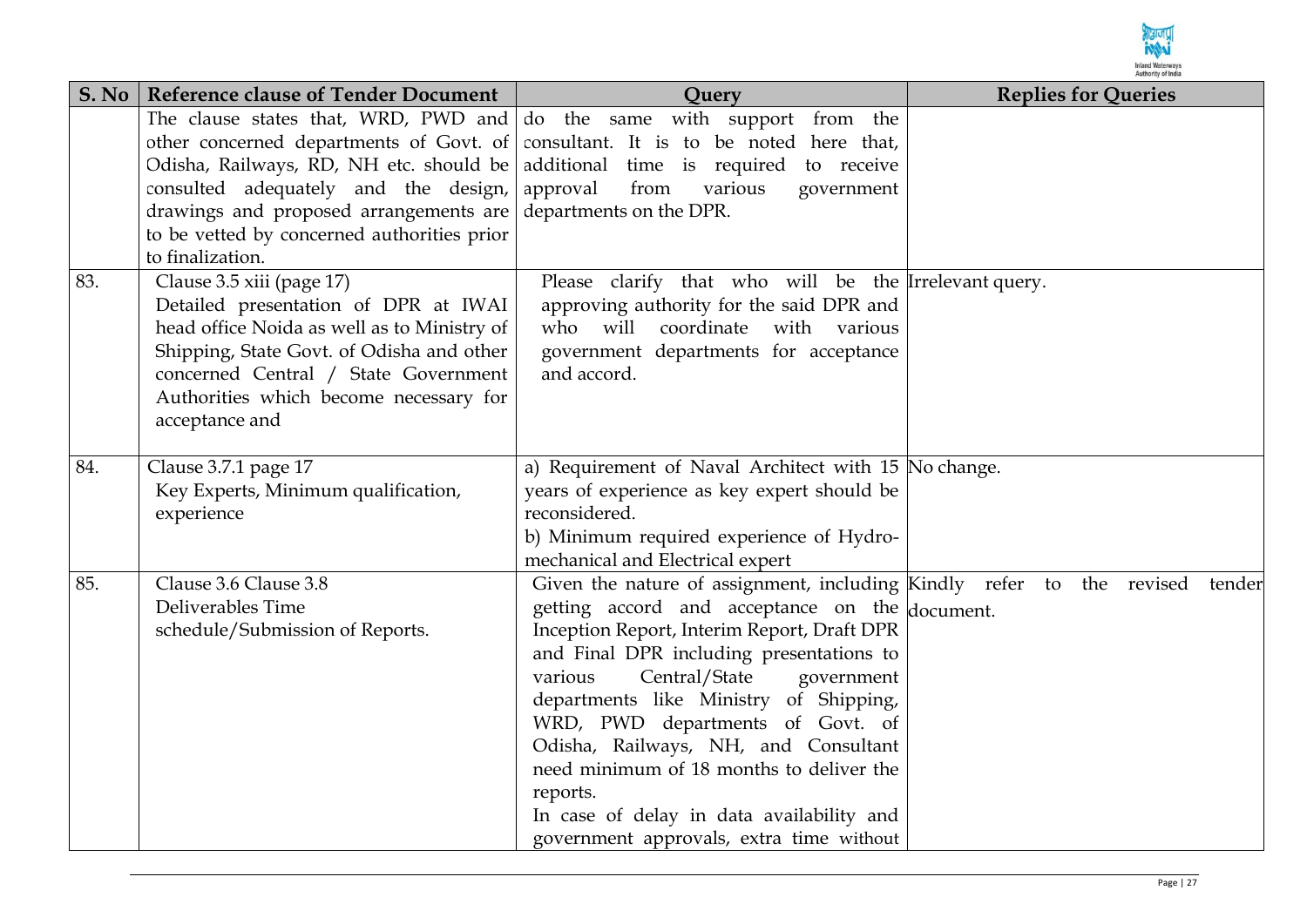| S. No | Reference clause of Tender Document | Query | Replies for Queries |
|---|---|---|---|
| | The clause states that, WRD, PWD and other concerned departments of Govt. of Odisha, Railways, RD, NH etc. should be consulted adequately and the design, drawings and proposed arrangements are to be vetted by concerned authorities prior to finalization. | do the same with support from the consultant. It is to be noted here that, additional time is required to receive approval from various government departments on the DPR. | |
| 83. | Clause 3.5 xiii (page 17) Detailed presentation of DPR at IWAI head office Noida as well as to Ministry of Shipping, State Govt. of Odisha and other concerned Central / State Government Authorities which become necessary for acceptance and | Please clarify that who will be the approving authority for the said DPR and who will coordinate with various government departments for acceptance and accord. | Irrelevant query. |
| 84. | Clause 3.7.1 page 17 Key Experts, Minimum qualification, experience | a) Requirement of Naval Architect with 15 years of experience as key expert should be reconsidered.<br>b) Minimum required experience of Hydro-mechanical and Electrical expert | No change. |
| 85. | Clause 3.6 Clause 3.8 Deliverables Time schedule/Submission of Reports. | Given the nature of assignment, including getting accord and acceptance on the Inception Report, Interim Report, Draft DPR and Final DPR including presentations to various Central/State government departments like Ministry of Shipping, WRD, PWD departments of Govt. of Odisha, Railways, NH, and Consultant need minimum of 18 months to deliver the reports.<br>In case of delay in data availability and government approvals, extra time without | Kindly refer to the revised tender document. |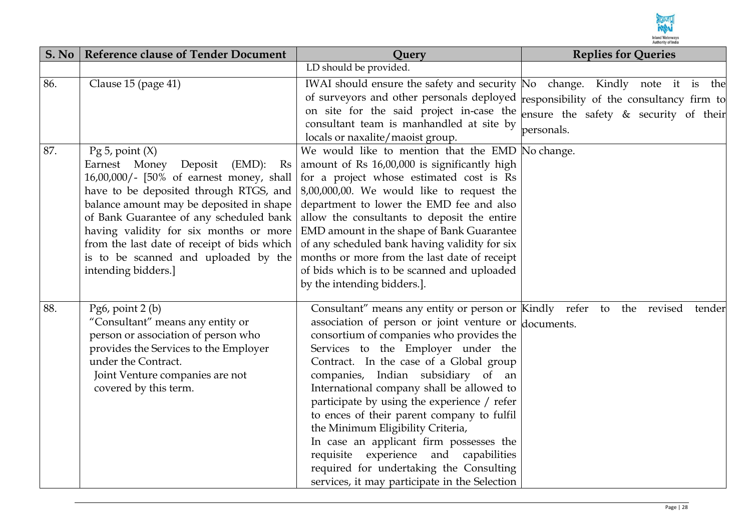| S. No | Reference clause of Tender Document | Query | Replies for Queries |
|---|---|---|---|
| | | LD should be provided. | |
| 86. | Clause 15 (page 41) | IWAI should ensure the safety and security of surveyors and other personals deployed on site for the said project in-case the consultant team is manhandled at site by locals or naxalite/maoist group. | No change. Kindly note it is the responsibility of the consultancy firm to ensure the safety & security of their personals. |
| 87. | Pg 5, point (X)<br>Earnest Money Deposit (EMD): Rs 16,00,000/- [50% of earnest money, shall have to be deposited through RTGS, and balance amount may be deposited in shape of Bank Guarantee of any scheduled bank having validity for six months or more from the last date of receipt of bids which is to be scanned and uploaded by the intending bidders.] | We would like to mention that the EMD amount of Rs 16,00,000 is significantly high for a project whose estimated cost is Rs 8,00,000,00. We would like to request the department to lower the EMD fee and also allow the consultants to deposit the entire EMD amount in the shape of Bank Guarantee of any scheduled bank having validity for six months or more from the last date of receipt of bids which is to be scanned and uploaded by the intending bidders.]. | No change. |
| 88. | Pg6, point 2 (b)<br>"Consultant" means any entity or person or association of person who provides the Services to the Employer under the Contract.<br>Joint Venture companies are not covered by this term. | Consultant" means any entity or person or association of person or joint venture or consortium of companies who provides the Services to the Employer under the Contract. In the case of a Global group companies, Indian subsidiary of an International company shall be allowed to participate by using the experience / refer to ences of their parent company to fulfil the Minimum Eligibility Criteria,<br>In case an applicant firm possesses the requisite experience and capabilities required for undertaking the Consulting services, it may participate in the Selection | Kindly refer to the revised tender documents. |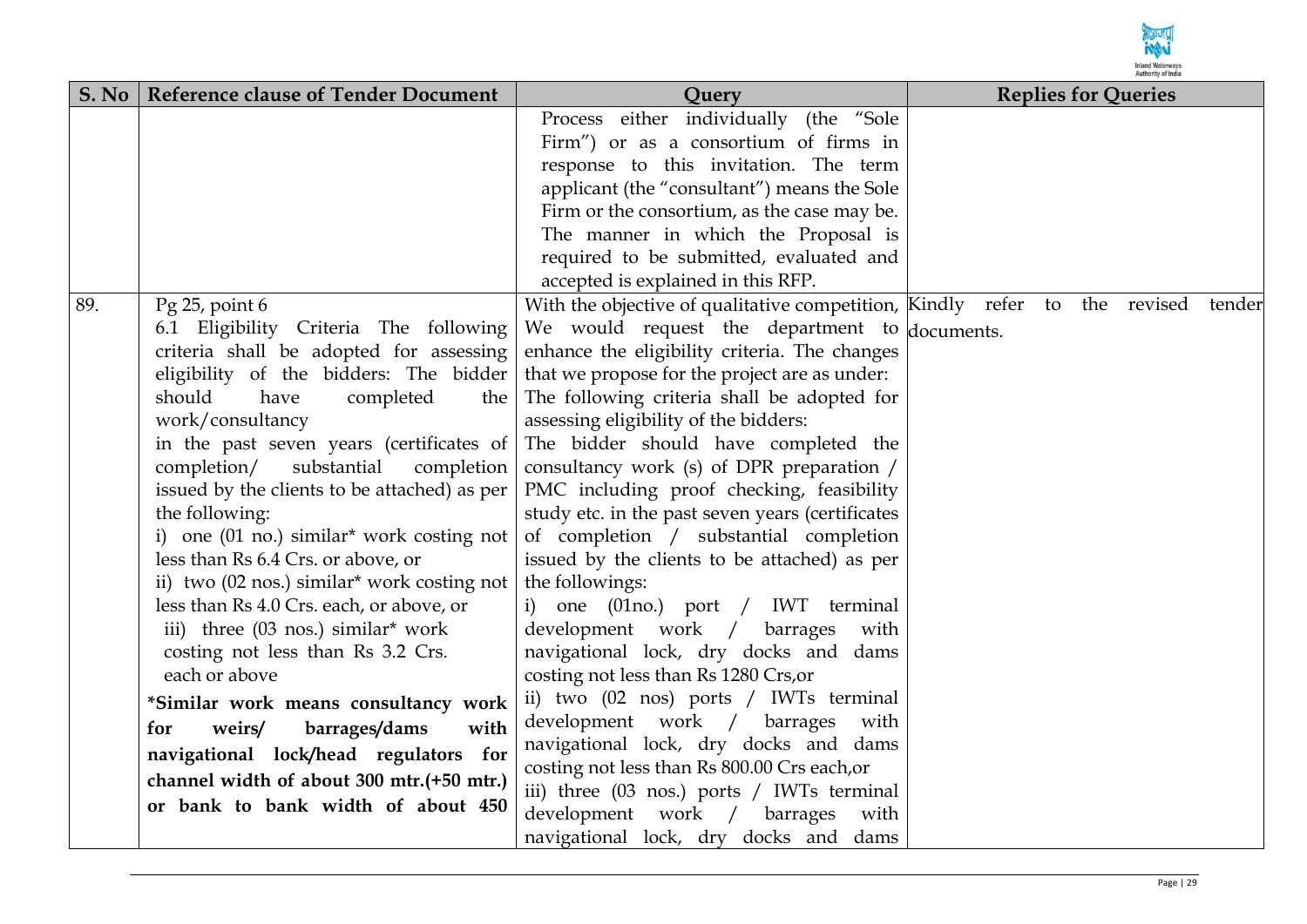| S. No | Reference clause of Tender Document | Query | Replies for Queries |
|---|---|---|---|
| | | Process either individually (the "Sole Firm") or as a consortium of firms in response to this invitation. The term applicant (the "consultant") means the Sole Firm or the consortium, as the case may be. The manner in which the Proposal is required to be submitted, evaluated and accepted is explained in this RFP. | |
| 89. | Pg 25, point 6<br>6.1 Eligibility Criteria The following criteria shall be adopted for assessing eligibility of the bidders: The bidder should have completed the work/consultancy<br>in the past seven years (certificates of completion/ substantial completion issued by the clients to be attached) as per the following:<br>i) one (01 no.) similar* work costing not less than Rs 6.4 Crs. or above, or<br>ii) two (02 nos.) similar* work costing not less than Rs 4.0 Crs. each, or above, or<br>iii) three (03 nos.) similar* work costing not less than Rs 3.2 Crs. each or above<br>**\*Similar work means consultancy work for weirs/ barrages/dams with navigational lock/head regulators for channel width of about 300 mtr.(+50 mtr.) or bank to bank width of about 450** | With the objective of qualitative competition, We would request the department to enhance the eligibility criteria. The changes that we propose for the project are as under:<br>The following criteria shall be adopted for assessing eligibility of the bidders:<br>The bidder should have completed the consultancy work (s) of DPR preparation / PMC including proof checking, feasibility study etc. in the past seven years (certificates of completion / substantial completion issued by the clients to be attached) as per the followings:<br>i) one (01no.) port / IWT terminal development work / barrages with navigational lock, dry docks and dams costing not less than Rs 1280 Crs,or<br>ii) two (02 nos) ports / IWTs terminal development work / barrages with navigational lock, dry docks and dams costing not less than Rs 800.00 Crs each,or<br>iii) three (03 nos.) ports / IWTs terminal development work / barrages with navigational lock, dry docks and dams | Kindly refer to the revised tender documents. |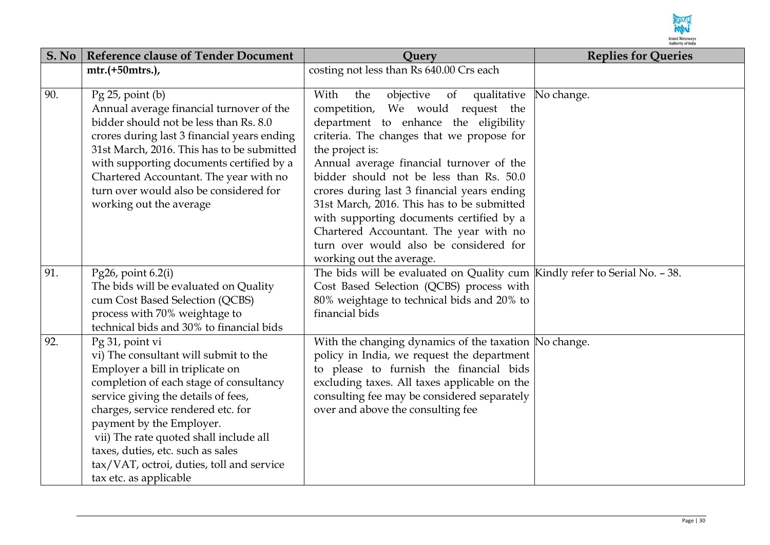| S. No | Reference clause of Tender Document | Query | Replies for Queries |
|---|---|---|---|
| | **mtr.(+50mtrs.),** | costing not less than Rs 640.00 Crs each | |
| 90. | Pg 25, point (b)<br>Annual average financial turnover of the bidder should not be less than Rs. 8.0 crores during last 3 financial years ending 31st March, 2016. This has to be submitted with supporting documents certified by a Chartered Accountant. The year with no turn over would also be considered for working out the average | With the objective of qualitative competition, We would request the department to enhance the eligibility criteria. The changes that we propose for the project is:<br>Annual average financial turnover of the bidder should not be less than Rs. 50.0 crores during last 3 financial years ending 31st March, 2016. This has to be submitted with supporting documents certified by a Chartered Accountant. The year with no turn over would also be considered for working out the average. | No change. |
| 91. | Pg26, point 6.2(i)<br>The bids will be evaluated on Quality cum Cost Based Selection (QCBS) process with 70% weightage to technical bids and 30% to financial bids | The bids will be evaluated on Quality cum Cost Based Selection (QCBS) process with 80% weightage to technical bids and 20% to financial bids | Kindly refer to Serial No. – 38. |
| 92. | Pg 31, point vi<br>vi) The consultant will submit to the Employer a bill in triplicate on completion of each stage of consultancy service giving the details of fees, charges, service rendered etc. for payment by the Employer.<br>vii) The rate quoted shall include all taxes, duties, etc. such as sales tax/VAT, octroi, duties, toll and service tax etc. as applicable | With the changing dynamics of the taxation policy in India, we request the department to please to furnish the financial bids excluding taxes. All taxes applicable on the consulting fee may be considered separately over and above the consulting fee | No change. |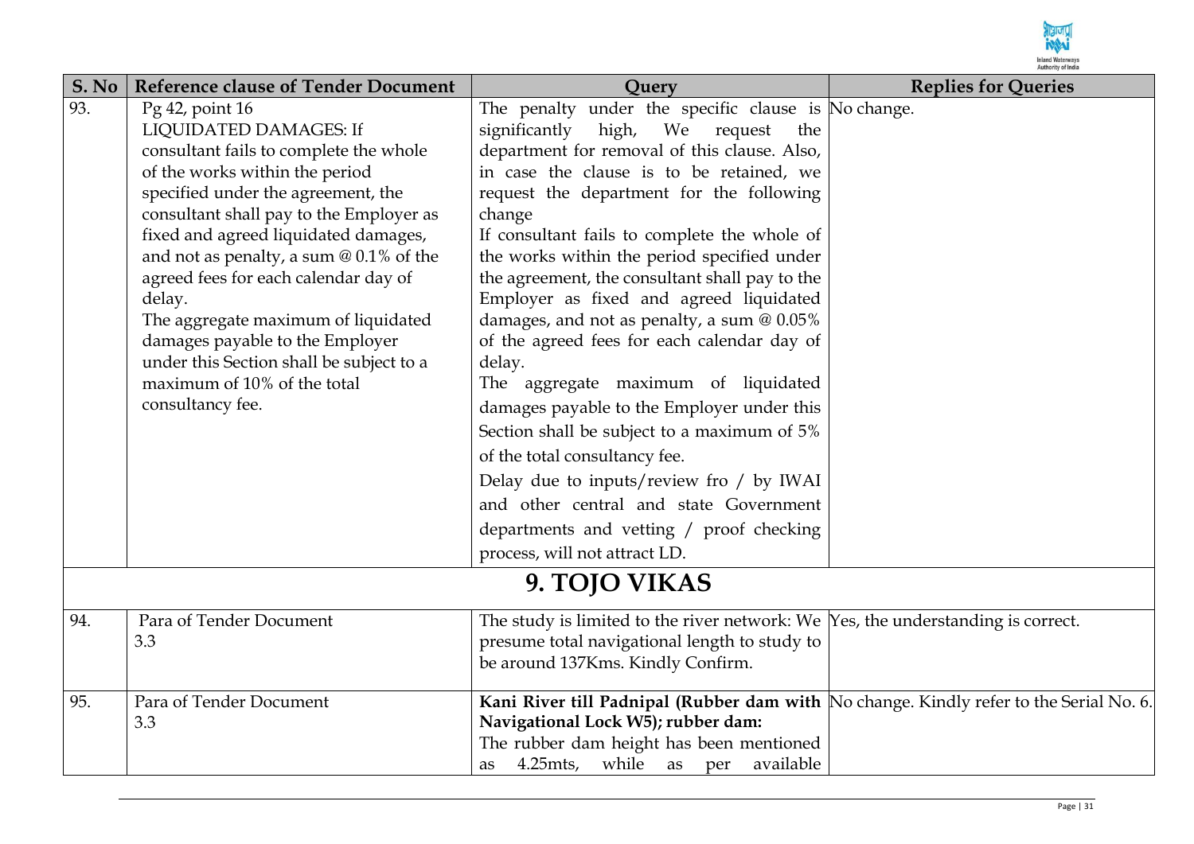| S. No | Reference clause of Tender Document | Query | Replies for Queries |
|---|---|---|---|
| 93. | Pg 42, point 16<br>LIQUIDATED DAMAGES: If consultant fails to complete the whole of the works within the period specified under the agreement, the consultant shall pay to the Employer as fixed and agreed liquidated damages, and not as penalty, a sum @ 0.1% of the agreed fees for each calendar day of delay.<br>The aggregate maximum of liquidated damages payable to the Employer under this Section shall be subject to a maximum of 10% of the total consultancy fee. | The penalty under the specific clause is significantly high, We request the department for removal of this clause. Also, in case the clause is to be retained, we request the department for the following change<br>If consultant fails to complete the whole of the works within the period specified under the agreement, the consultant shall pay to the Employer as fixed and agreed liquidated damages, and not as penalty, a sum @ 0.05% of the agreed fees for each calendar day of delay.<br>The aggregate maximum of liquidated damages payable to the Employer under this Section shall be subject to a maximum of 5% of the total consultancy fee.<br>Delay due to inputs/review fro / by IWAI and other central and state Government departments and vetting / proof checking process, will not attract LD. | No change. |
| **9. TOJO VIKAS** | | | |
| 94. | Para of Tender Document<br>3.3 | The study is limited to the river network: We presume total navigational length to study to be around 137Kms. Kindly Confirm. | Yes, the understanding is correct. |
| 95. | Para of Tender Document<br>3.3 | **Kani River till Padnipal (Rubber dam with Navigational Lock W5); rubber dam:**<br>The rubber dam height has been mentioned as 4.25mts, while as per available | No change. Kindly refer to the Serial No. 6. |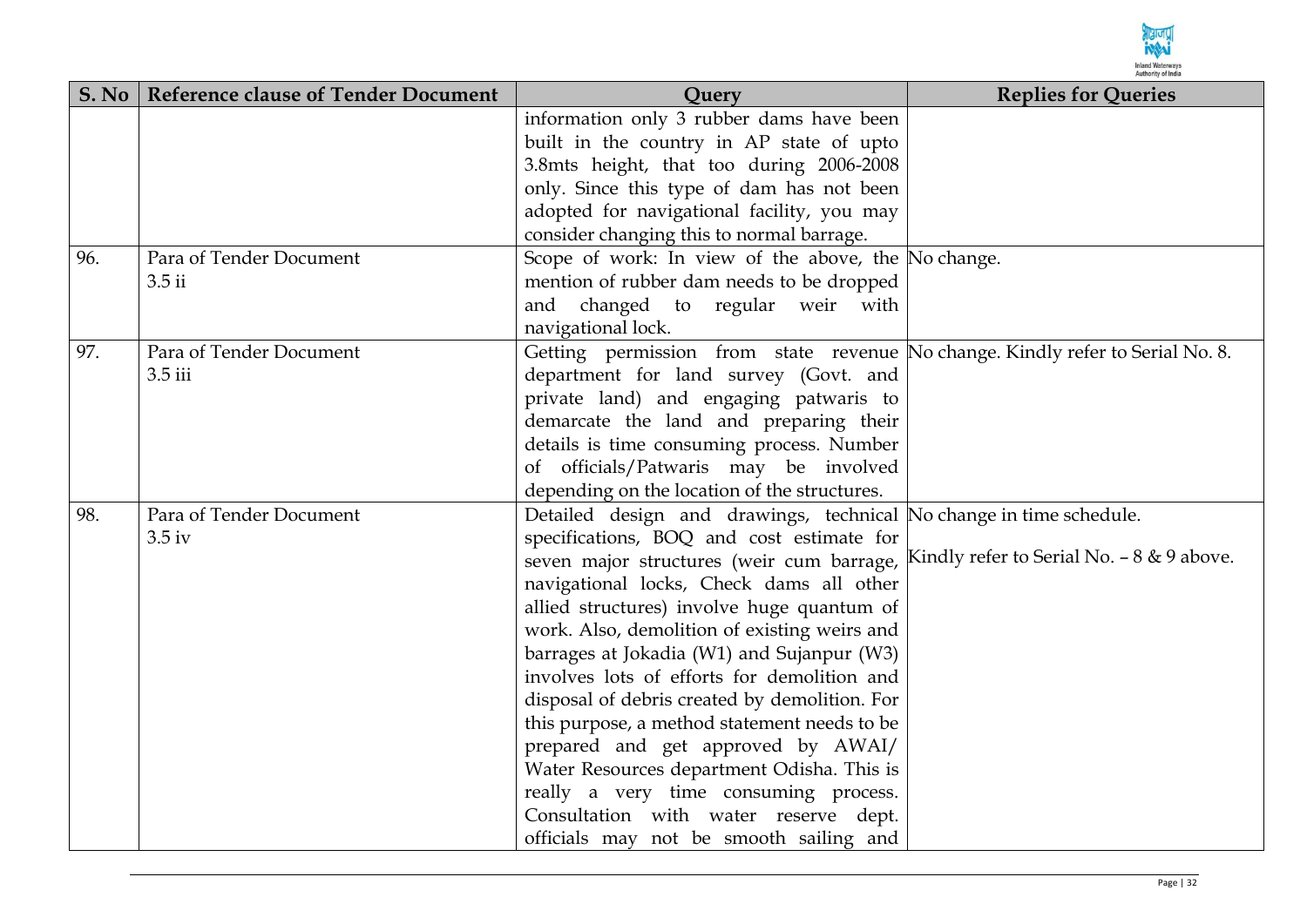| S. No | Reference clause of Tender Document | Query | Replies for Queries |
|---|---|---|---|
| | | information only 3 rubber dams have been built in the country in AP state of upto 3.8mts height, that too during 2006-2008 only. Since this type of dam has not been adopted for navigational facility, you may consider changing this to normal barrage. | |
| 96. | Para of Tender Document 3.5 ii | Scope of work: In view of the above, the mention of rubber dam needs to be dropped and changed to regular weir with navigational lock. | No change. |
| 97. | Para of Tender Document 3.5 iii | Getting permission from state revenue department for land survey (Govt. and private land) and engaging patwaris to demarcate the land and preparing their details is time consuming process. Number of officials/Patwaris may be involved depending on the location of the structures. | No change. Kindly refer to Serial No. 8. |
| 98. | Para of Tender Document 3.5 iv | Detailed design and drawings, technical specifications, BOQ and cost estimate for seven major structures (weir cum barrage, navigational locks, Check dams all other allied structures) involve huge quantum of work. Also, demolition of existing weirs and barrages at Jokadia (W1) and Sujanpur (W3) involves lots of efforts for demolition and disposal of debris created by demolition. For this purpose, a method statement needs to be prepared and get approved by AWAI/ Water Resources department Odisha. This is really a very time consuming process. Consultation with water reserve dept. officials may not be smooth sailing and | No change in time schedule.<br><br>Kindly refer to Serial No. – 8 & 9 above. |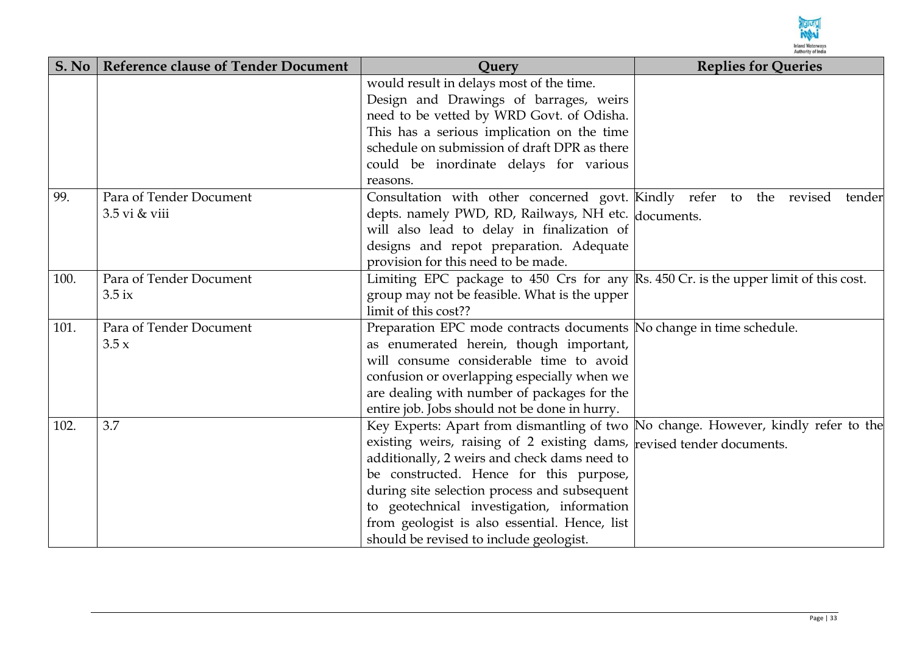| S. No | Reference clause of Tender Document | Query | Replies for Queries |
|---|---|---|---|
| | | would result in delays most of the time. Design and Drawings of barrages, weirs need to be vetted by WRD Govt. of Odisha. This has a serious implication on the time schedule on submission of draft DPR as there could be inordinate delays for various reasons. | |
| 99. | Para of Tender Document 3.5 vi & viii | Consultation with other concerned govt. depts. namely PWD, RD, Railways, NH etc. will also lead to delay in finalization of designs and repot preparation. Adequate provision for this need to be made. | Kindly refer to the revised tender documents. |
| 100. | Para of Tender Document 3.5 ix | Limiting EPC package to 450 Crs for any group may not be feasible. What is the upper limit of this cost?? | Rs. 450 Cr. is the upper limit of this cost. |
| 101. | Para of Tender Document 3.5 x | Preparation EPC mode contracts documents as enumerated herein, though important, will consume considerable time to avoid confusion or overlapping especially when we are dealing with number of packages for the entire job. Jobs should not be done in hurry. | No change in time schedule. |
| 102. | 3.7 | Key Experts: Apart from dismantling of two existing weirs, raising of 2 existing dams, additionally, 2 weirs and check dams need to be constructed. Hence for this purpose, during site selection process and subsequent to geotechnical investigation, information from geologist is also essential. Hence, list should be revised to include geologist. | No change. However, kindly refer to the revised tender documents. |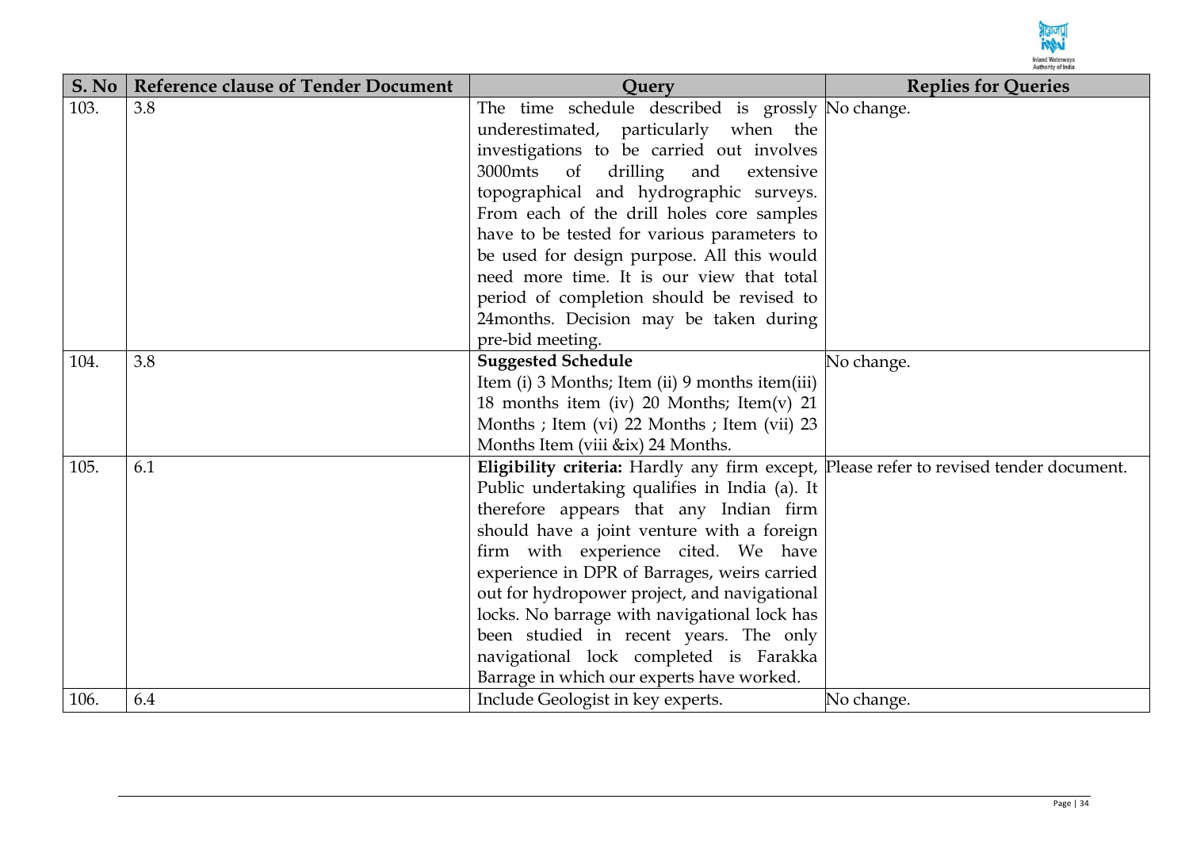| S. No | Reference clause of Tender Document | Query | Replies for Queries |
|---|---|---|---|
| 103. | 3.8 | The time schedule described is grossly underestimated, particularly when the investigations to be carried out involves 3000mts of drilling and extensive topographical and hydrographic surveys. From each of the drill holes core samples have to be tested for various parameters to be used for design purpose. All this would need more time. It is our view that total period of completion should be revised to 24months. Decision may be taken during pre-bid meeting. | No change. |
| 104. | 3.8 | **Suggested Schedule** Item (i) 3 Months; Item (ii) 9 months item(iii) 18 months item (iv) 20 Months; Item(v) 21 Months ; Item (vi) 22 Months ; Item (vii) 23 Months Item (viii &ix) 24 Months. | No change. |
| 105. | 6.1 | **Eligibility criteria:** Hardly any firm except, Public undertaking qualifies in India (a). It therefore appears that any Indian firm should have a joint venture with a foreign firm with experience cited. We have experience in DPR of Barrages, weirs carried out for hydropower project, and navigational locks. No barrage with navigational lock has been studied in recent years. The only navigational lock completed is Farakka Barrage in which our experts have worked. | Please refer to revised tender document. |
| 106. | 6.4 | Include Geologist in key experts. | No change. |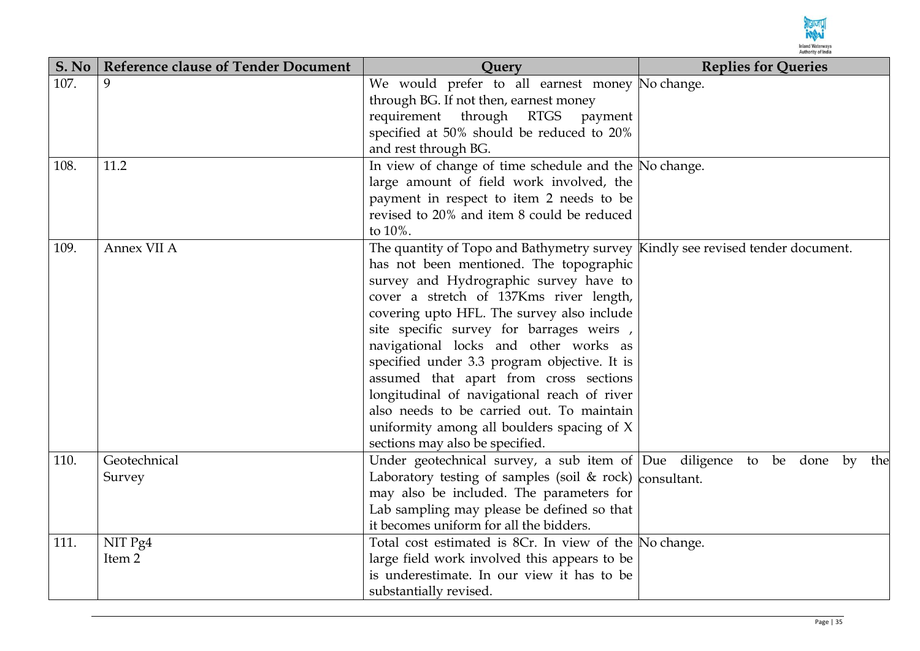| S. No | Reference clause of Tender Document | Query | Replies for Queries |
|---|---|---|---|
| 107. | 9 | We would prefer to all earnest money through BG. If not then, earnest money requirement through RTGS payment specified at 50% should be reduced to 20% and rest through BG. | No change. |
| 108. | 11.2 | In view of change of time schedule and the large amount of field work involved, the payment in respect to item 2 needs to be revised to 20% and item 8 could be reduced to 10%. | No change. |
| 109. | Annex VII A | The quantity of Topo and Bathymetry survey has not been mentioned. The topographic survey and Hydrographic survey have to cover a stretch of 137Kms river length, covering upto HFL. The survey also include site specific survey for barrages weirs , navigational locks and other works as specified under 3.3 program objective. It is assumed that apart from cross sections longitudinal of navigational reach of river also needs to be carried out. To maintain uniformity among all boulders spacing of X sections may also be specified. | Kindly see revised tender document. |
| 110. | Geotechnical Survey | Under geotechnical survey, a sub item of Laboratory testing of samples (soil & rock) may also be included. The parameters for Lab sampling may please be defined so that it becomes uniform for all the bidders. | Due diligence to be done by the consultant. |
| 111. | NIT Pg4 Item 2 | Total cost estimated is 8Cr. In view of the large field work involved this appears to be is underestimate. In our view it has to be substantially revised. | No change. |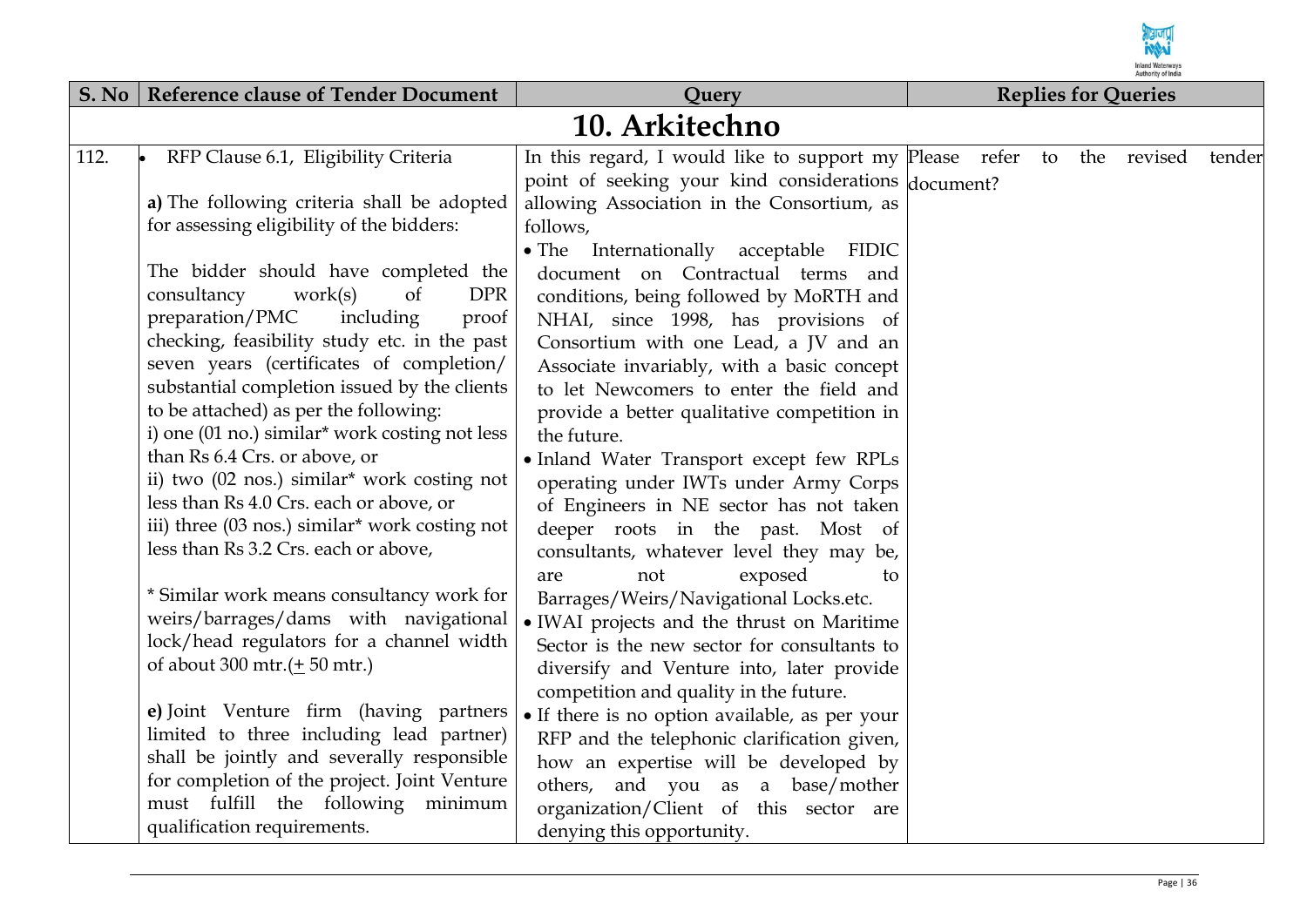| S. No | Reference clause of Tender Document | Query | Replies for Queries |
|---|---|---|---|
| **10. Arkitechno** | | | |
| 112. | • RFP Clause 6.1, Eligibility Criteria<br><br>**a)** The following criteria shall be adopted for assessing eligibility of the bidders:<br><br>The bidder should have completed the consultancy work(s) of DPR preparation/PMC including proof checking, feasibility study etc. in the past seven years (certificates of completion/ substantial completion issued by the clients to be attached) as per the following:<br>i) one (01 no.) similar* work costing not less than Rs 6.4 Crs. or above, or<br>ii) two (02 nos.) similar* work costing not less than Rs 4.0 Crs. each or above, or<br>iii) three (03 nos.) similar* work costing not less than Rs 3.2 Crs. each or above,<br><br>* Similar work means consultancy work for weirs/barrages/dams with navigational lock/head regulators for a channel width of about 300 mtr.(± 50 mtr.)<br><br>**e)** Joint Venture firm (having partners limited to three including lead partner) shall be jointly and severally responsible for completion of the project. Joint Venture must fulfill the following minimum qualification requirements. | In this regard, I would like to support my point of seeking your kind considerations allowing Association in the Consortium, as follows,<br>• The Internationally acceptable FIDIC document on Contractual terms and conditions, being followed by MoRTH and NHAI, since 1998, has provisions of Consortium with one Lead, a JV and an Associate invariably, with a basic concept to let Newcomers to enter the field and provide a better qualitative competition in the future.<br>• Inland Water Transport except few RPLs operating under IWTs under Army Corps of Engineers in NE sector has not taken deeper roots in the past. Most of consultants, whatever level they may be, are not exposed to Barrages/Weirs/Navigational Locks.etc.<br>• IWAI projects and the thrust on Maritime Sector is the new sector for consultants to diversify and Venture into, later provide competition and quality in the future.<br>• If there is no option available, as per your RFP and the telephonic clarification given, how an expertise will be developed by others, and you as a base/mother organization/Client of this sector are denying this opportunity. | Please refer to the revised tender document? |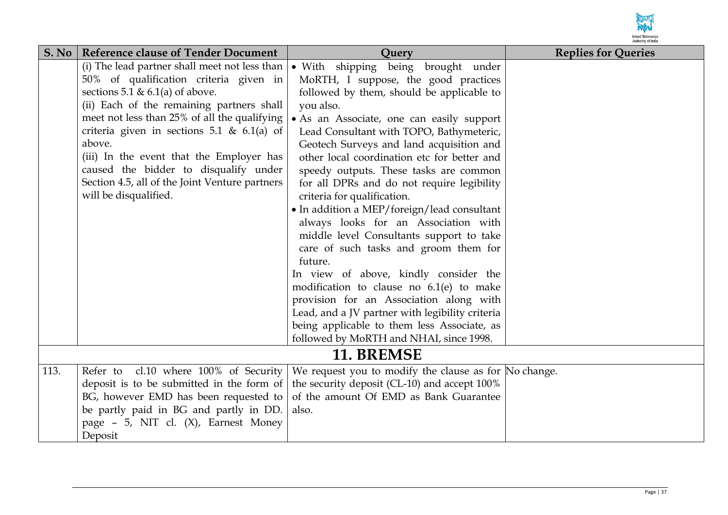| S. No | Reference clause of Tender Document | Query | Replies for Queries |
|---|---|---|---|
| | (i) The lead partner shall meet not less than 50% of qualification criteria given in sections 5.1 & 6.1(a) of above.<br>(ii) Each of the remaining partners shall meet not less than 25% of all the qualifying criteria given in sections 5.1 & 6.1(a) of above.<br>(iii) In the event that the Employer has caused the bidder to disqualify under Section 4.5, all of the Joint Venture partners will be disqualified. | • With shipping being brought under MoRTH, I suppose, the good practices followed by them, should be applicable to you also.<br>• As an Associate, one can easily support Lead Consultant with TOPO, Bathymeteric, Geotech Surveys and land acquisition and other local coordination etc for better and speedy outputs. These tasks are common for all DPRs and do not require legibility criteria for qualification.<br>• In addition a MEP/foreign/lead consultant always looks for an Association with middle level Consultants support to take care of such tasks and groom them for future.<br>In view of above, kindly consider the modification to clause no 6.1(e) to make provision for an Association along with Lead, and a JV partner with legibility criteria being applicable to them less Associate, as followed by MoRTH and NHAI, since 1998. | |
| | | **11. BREMSE** | |
| 113. | Refer to cl.10 where 100% of Security deposit is to be submitted in the form of BG, however EMD has been requested to be partly paid in BG and partly in DD. page – 5, NIT cl. (X), Earnest Money Deposit | We request you to modify the clause as for the security deposit (CL-10) and accept 100% of the amount Of EMD as Bank Guarantee also. | No change. |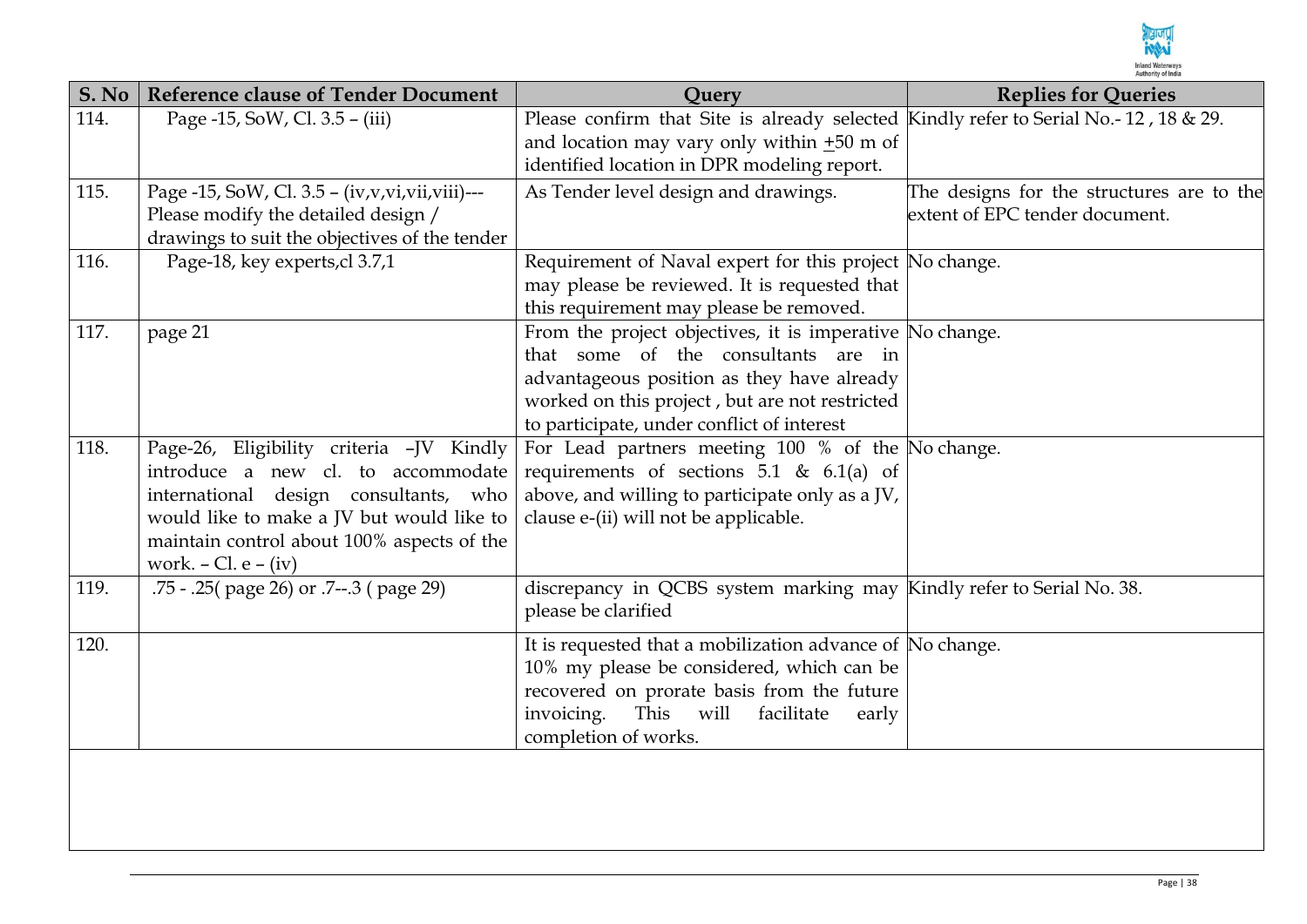| S. No | Reference clause of Tender Document | Query | Replies for Queries |
|---|---|---|---|
| 114. | Page -15, SoW, Cl. 3.5 – (iii) | Please confirm that Site is already selected and location may vary only within ±50 m of identified location in DPR modeling report. | Kindly refer to Serial No.- 12 , 18 & 29. |
| 115. | Page -15, SoW, Cl. 3.5 – (iv,v,vi,vii,viii)--- Please modify the detailed design / drawings to suit the objectives of the tender | As Tender level design and drawings. | The designs for the structures are to the extent of EPC tender document. |
| 116. | Page-18, key experts,cl 3.7,1 | Requirement of Naval expert for this project may please be reviewed. It is requested that this requirement may please be removed. | No change. |
| 117. | page 21 | From the project objectives, it is imperative that some of the consultants are in advantageous position as they have already worked on this project , but are not restricted to participate, under conflict of interest | No change. |
| 118. | Page-26, Eligibility criteria –JV Kindly introduce a new cl. to accommodate international design consultants, who would like to make a JV but would like to maintain control about 100% aspects of the work. – Cl. e – (iv) | For Lead partners meeting 100 % of the requirements of sections 5.1 & 6.1(a) of above, and willing to participate only as a JV, clause e-(ii) will not be applicable. | No change. |
| 119. | .75 - .25( page 26) or .7--.3 ( page 29) | discrepancy in QCBS system marking may please be clarified | Kindly refer to Serial No. 38. |
| 120. | | It is requested that a mobilization advance of 10% my please be considered, which can be recovered on prorate basis from the future invoicing. This will facilitate early completion of works. | No change. |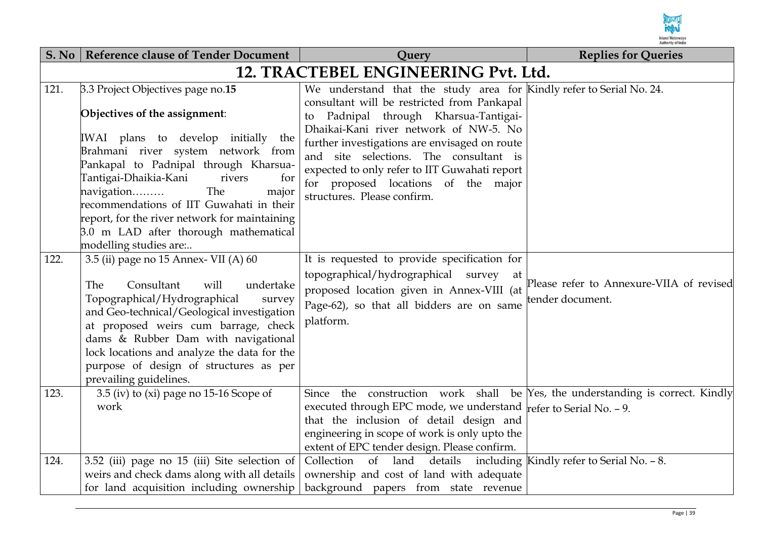| S. No | Reference clause of Tender Document | Query | Replies for Queries |
|---|---|---|---|
| **12. TRACTEBEL ENGINEERING Pvt. Ltd.** | | | |
| 121. | 3.3 Project Objectives page no.**15**<br><br>**Objectives of the assignment**:<br><br>IWAI plans to develop initially the Brahmani river system network from Pankapal to Padnipal through Kharsua-Tantigai-Dhaikia-Kani rivers for navigation……… The major recommendations of IIT Guwahati in their report, for the river network for maintaining 3.0 m LAD after thorough mathematical modelling studies are:.. | We understand that the study area for consultant will be restricted from Pankapal to Padnipal through Kharsua-Tantigai-Dhaikai-Kani river network of NW-5. No further investigations are envisaged on route and site selections. The consultant is expected to only refer to IIT Guwahati report for proposed locations of the major structures. Please confirm. | Kindly refer to Serial No. 24. |
| 122. | 3.5 (ii) page no 15 Annex- VII (A) 60<br><br>The Consultant will undertake Topographical/Hydrographical survey and Geo-technical/Geological investigation at proposed weirs cum barrage, check dams & Rubber Dam with navigational lock locations and analyze the data for the purpose of design of structures as per prevailing guidelines. | It is requested to provide specification for topographical/hydrographical survey at proposed location given in Annex-VIII (at Page-62), so that all bidders are on same platform. | Please refer to Annexure-VIIA of revised tender document. |
| 123. | 3.5 (iv) to (xi) page no 15-16 Scope of work | Since the construction work shall be executed through EPC mode, we understand that the inclusion of detail design and engineering in scope of work is only upto the extent of EPC tender design. Please confirm. | Yes, the understanding is correct. Kindly refer to Serial No. – 9. |
| 124. | 3.52 (iii) page no 15 (iii) Site selection of weirs and check dams along with all details for land acquisition including ownership | Collection of land details including ownership and cost of land with adequate background papers from state revenue | Kindly refer to Serial No. – 8. |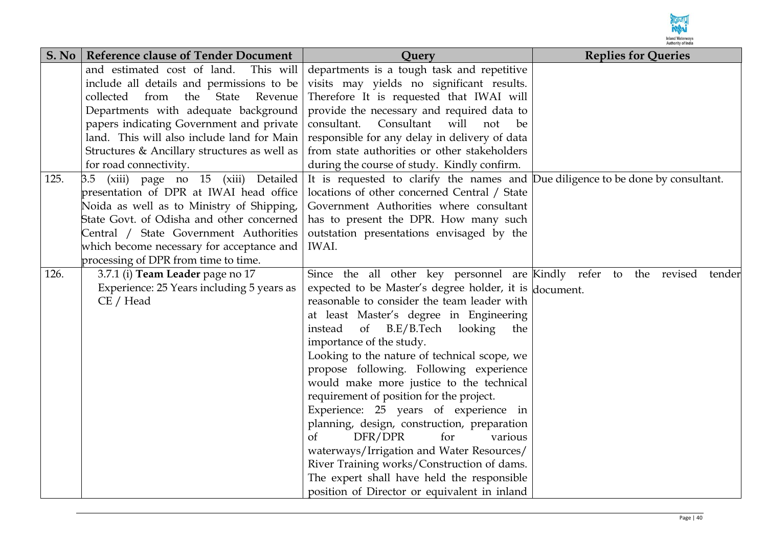| S. No | Reference clause of Tender Document | Query | Replies for Queries |
|---|---|---|---|
| | and estimated cost of land. This will include all details and permissions to be collected from the State Revenue Departments with adequate background papers indicating Government and private land. This will also include land for Main Structures & Ancillary structures as well as for road connectivity. | departments is a tough task and repetitive visits may yields no significant results. Therefore It is requested that IWAI will provide the necessary and required data to consultant. Consultant will not be responsible for any delay in delivery of data from state authorities or other stakeholders during the course of study. Kindly confirm. | |
| 125. | 3.5 (xiii) page no 15 (xiii) Detailed presentation of DPR at IWAI head office Noida as well as to Ministry of Shipping, State Govt. of Odisha and other concerned Central / State Government Authorities which become necessary for acceptance and processing of DPR from time to time. | It is requested to clarify the names and locations of other concerned Central / State Government Authorities where consultant has to present the DPR. How many such outstation presentations envisaged by the IWAI. | Due diligence to be done by consultant. |
| 126. | 3.7.1 (i) **Team Leader** page no 17<br>Experience: 25 Years including 5 years as CE / Head | Since the all other key personnel are expected to be Master's degree holder, it is reasonable to consider the team leader with at least Master's degree in Engineering instead of B.E/B.Tech looking the importance of the study.<br>Looking to the nature of technical scope, we propose following. Following experience would make more justice to the technical requirement of position for the project.<br>Experience: 25 years of experience in planning, design, construction, preparation of DFR/DPR for various waterways/Irrigation and Water Resources/ River Training works/Construction of dams. The expert shall have held the responsible position of Director or equivalent in inland | Kindly refer to the revised tender document. |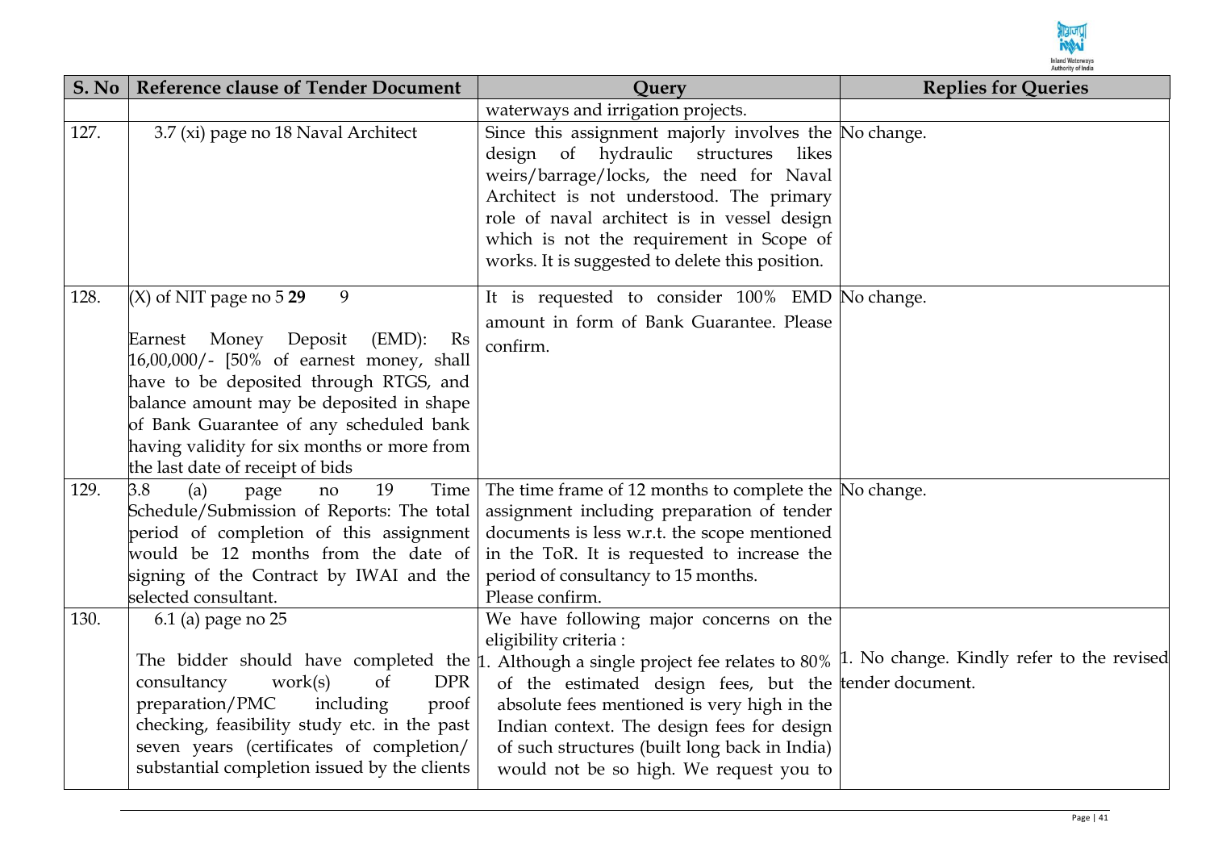| S. No | Reference clause of Tender Document | Query | Replies for Queries |
|---|---|---|---|
| | | waterways and irrigation projects. | |
| 127. | 3.7 (xi) page no 18 Naval Architect | Since this assignment majorly involves the design of hydraulic structures likes weirs/barrage/locks, the need for Naval Architect is not understood. The primary role of naval architect is in vessel design which is not the requirement in Scope of works. It is suggested to delete this position. | No change. |
| 128. | (X) of NIT page no 5 **29** 9<br><br>Earnest Money Deposit (EMD): Rs 16,00,000/- [50% of earnest money, shall have to be deposited through RTGS, and balance amount may be deposited in shape of Bank Guarantee of any scheduled bank having validity for six months or more from the last date of receipt of bids | It is requested to consider 100% EMD amount in form of Bank Guarantee. Please confirm. | No change. |
| 129. | 3.8 (a) page no 19 Time Schedule/Submission of Reports: The total period of completion of this assignment would be 12 months from the date of signing of the Contract by IWAI and the selected consultant. | The time frame of 12 months to complete the assignment including preparation of tender documents is less w.r.t. the scope mentioned in the ToR. It is requested to increase the period of consultancy to 15 months.<br>Please confirm. | No change. |
| 130. | 6.1 (a) page no 25<br><br>The bidder should have completed the consultancy work(s) of DPR preparation/PMC including proof checking, feasibility study etc. in the past seven years (certificates of completion/ substantial completion issued by the clients | We have following major concerns on the eligibility criteria :<br>1. Although a single project fee relates to 80% of the estimated design fees, but the absolute fees mentioned is very high in the Indian context. The design fees for design of such structures (built long back in India) would not be so high. We request you to | 1. No change. Kindly refer to the revised tender document. |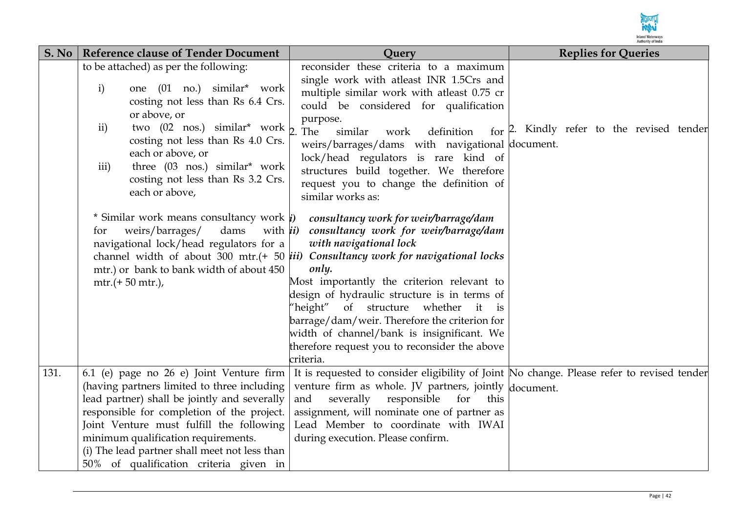| S. No | Reference clause of Tender Document | Query | Replies for Queries |
|---|---|---|---|
| | to be attached) as per the following:<br><br>i) one (01 no.) similar* work costing not less than Rs 6.4 Crs. or above, or<br>ii) two (02 nos.) similar* work costing not less than Rs 4.0 Crs. each or above, or<br>iii) three (03 nos.) similar* work costing not less than Rs 3.2 Crs. each or above,<br><br>* Similar work means consultancy work for weirs/barrages/ dams with navigational lock/head regulators for a channel width of about 300 mtr.(+ 50 mtr.) or bank to bank width of about 450 mtr.(+ 50 mtr.), | reconsider these criteria to a maximum single work with atleast INR 1.5Crs and multiple similar work with atleast 0.75 cr could be considered for qualification purpose.<br>2. The similar work definition for weirs/barrages/dams with navigational lock/head regulators is rare kind of structures build together. We therefore request you to change the definition of similar works as:<br><br>*i) consultancy work for weir/barrage/dam*<br>*ii) consultancy work for weir/barrage/dam with navigational lock*<br>*iii) Consultancy work for navigational locks only.*<br>Most importantly the criterion relevant to design of hydraulic structure is in terms of "height" of structure whether it is barrage/dam/weir. Therefore the criterion for width of channel/bank is insignificant. We therefore request you to reconsider the above criteria. | 2. Kindly refer to the revised tender document. |
| 131. | 6.1 (e) page no 26 e) Joint Venture firm (having partners limited to three including lead partner) shall be jointly and severally responsible for completion of the project. Joint Venture must fulfill the following minimum qualification requirements.<br>(i) The lead partner shall meet not less than 50% of qualification criteria given in | It is requested to consider eligibility of Joint venture firm as whole. JV partners, jointly and severally responsible for this assignment, will nominate one of partner as Lead Member to coordinate with IWAI during execution. Please confirm. | No change. Please refer to revised tender document. |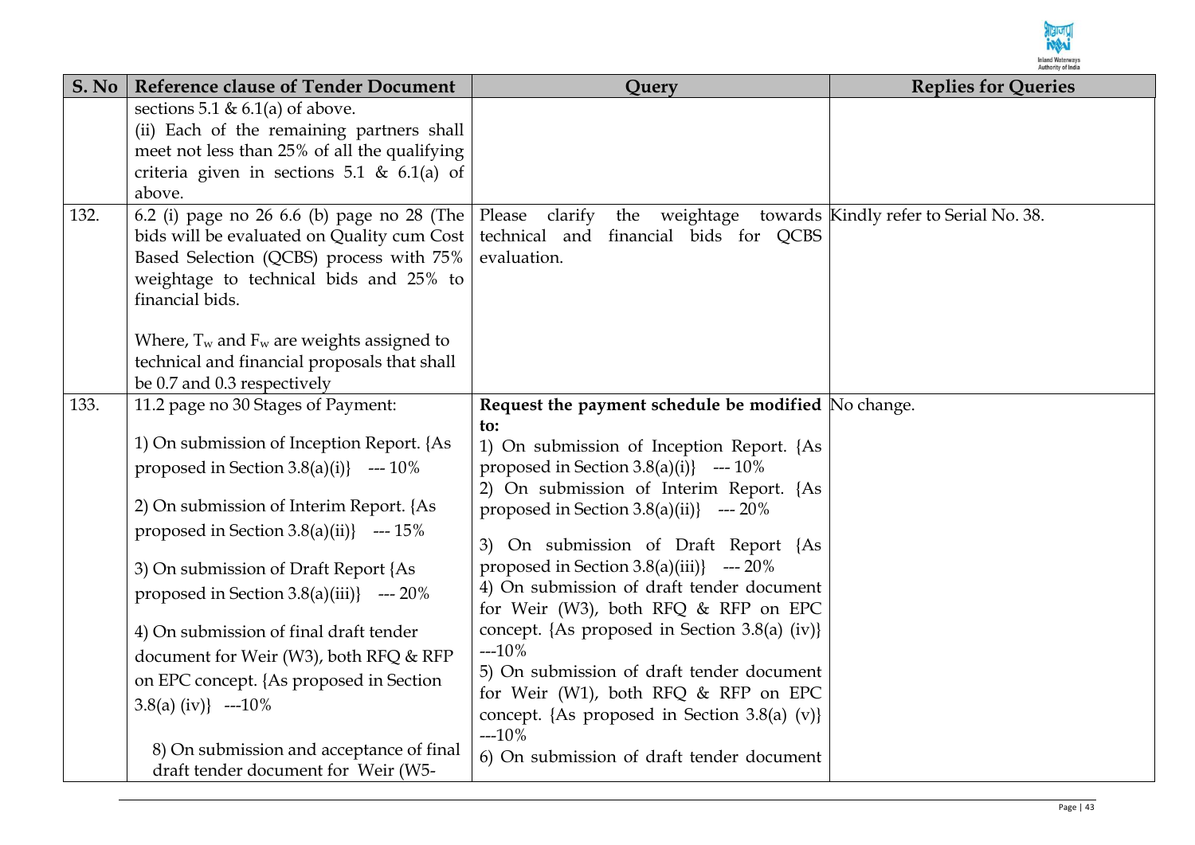| S. No | Reference clause of Tender Document | Query | Replies for Queries |
|---|---|---|---|
| | sections 5.1 & 6.1(a) of above.<br>(ii) Each of the remaining partners shall meet not less than 25% of all the qualifying criteria given in sections 5.1 & 6.1(a) of above. | | |
| 132. | 6.2 (i) page no 26 6.6 (b) page no 28 (The bids will be evaluated on Quality cum Cost Based Selection (QCBS) process with 75% weightage to technical bids and 25% to financial bids.<br><br>Where, $T_w$ and $F_w$ are weights assigned to technical and financial proposals that shall be 0.7 and 0.3 respectively | Please clarify the weightage towards technical and financial bids for QCBS evaluation. | Kindly refer to Serial No. 38. |
| 133. | 11.2 page no 30 Stages of Payment:<br><br>1) On submission of Inception Report. {As proposed in Section 3.8(a)(i)} --- 10%<br><br>2) On submission of Interim Report. {As proposed in Section 3.8(a)(ii)} --- 15%<br><br>3) On submission of Draft Report {As proposed in Section 3.8(a)(iii)} --- 20%<br><br>4) On submission of final draft tender document for Weir (W3), both RFQ & RFP on EPC concept. {As proposed in Section 3.8(a) (iv)} ---10%<br><br>8) On submission and acceptance of final draft tender document for Weir (W5- | **Request the payment schedule be modified to:**<br>1) On submission of Inception Report. {As proposed in Section 3.8(a)(i)} --- 10%<br>2) On submission of Interim Report. {As proposed in Section 3.8(a)(ii)} --- 20%<br>3) On submission of Draft Report {As proposed in Section 3.8(a)(iii)} --- 20%<br>4) On submission of draft tender document for Weir (W3), both RFQ & RFP on EPC concept. {As proposed in Section 3.8(a) (iv)} ---10%<br>5) On submission of draft tender document for Weir (W1), both RFQ & RFP on EPC concept. {As proposed in Section 3.8(a) (v)} ---10%<br>6) On submission of draft tender document | No change. |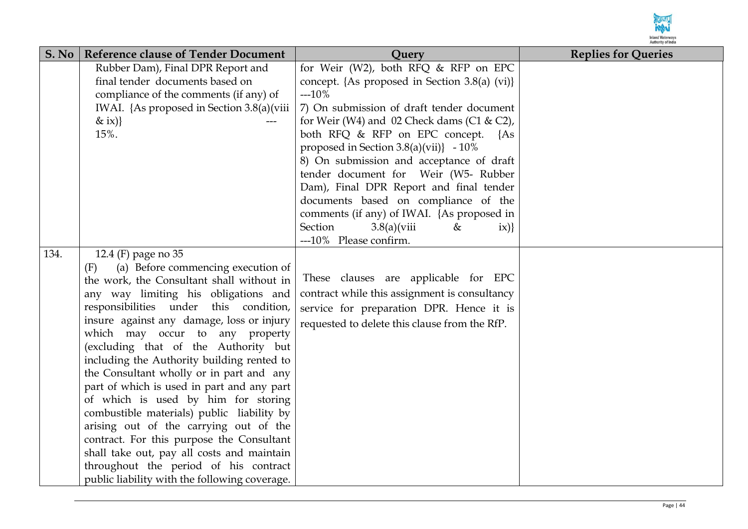| S. No | Reference clause of Tender Document | Query | Replies for Queries |
|---|---|---|---|
| | Rubber Dam), Final DPR Report and final tender documents based on compliance of the comments (if any) of IWAI. {As proposed in Section 3.8(a)(viii & ix)} --- 15%. | for Weir (W2), both RFQ & RFP on EPC concept. {As proposed in Section 3.8(a) (vi)} ---10%<br>7) On submission of draft tender document for Weir (W4) and 02 Check dams (C1 & C2), both RFQ & RFP on EPC concept. {As proposed in Section 3.8(a)(vii)} - 10%<br>8) On submission and acceptance of draft tender document for Weir (W5- Rubber Dam), Final DPR Report and final tender documents based on compliance of the comments (if any) of IWAI. {As proposed in Section 3.8(a)(viii & ix)} ---10% Please confirm. | |
| 134. | 12.4 (F) page no 35<br>(F) (a) Before commencing execution of the work, the Consultant shall without in any way limiting his obligations and responsibilities under this condition, insure against any damage, loss or injury which may occur to any property (excluding that of the Authority but including the Authority building rented to the Consultant wholly or in part and any part of which is used in part and any part of which is used by him for storing combustible materials) public liability by arising out of the carrying out of the contract. For this purpose the Consultant shall take out, pay all costs and maintain throughout the period of his contract public liability with the following coverage. | These clauses are applicable for EPC contract while this assignment is consultancy service for preparation DPR. Hence it is requested to delete this clause from the RfP. | |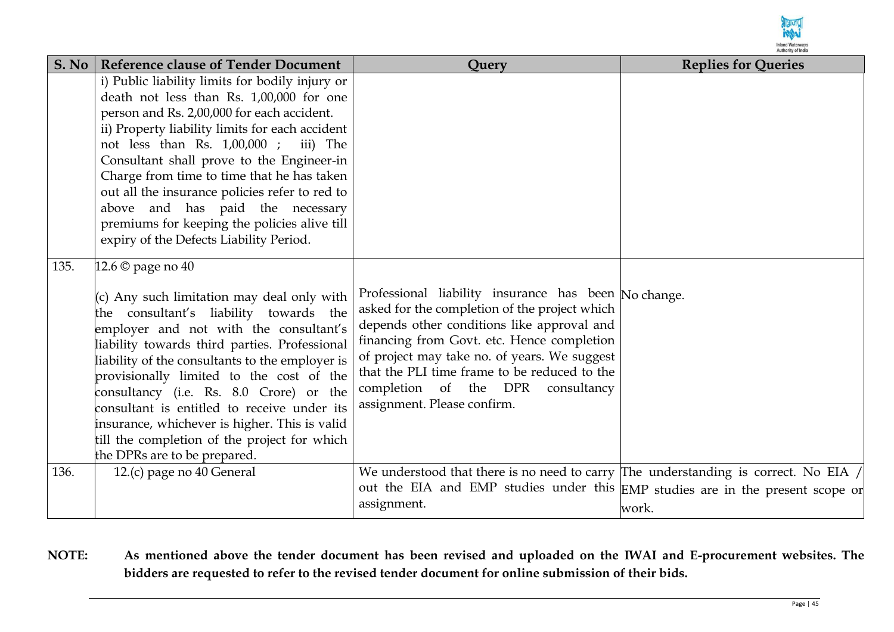| S. No | Reference clause of Tender Document | Query | Replies for Queries |
|---|---|---|---|
| | i) Public liability limits for bodily injury or death not less than Rs. 1,00,000 for one person and Rs. 2,00,000 for each accident. ii) Property liability limits for each accident not less than Rs. 1,00,000 ; iii) The Consultant shall prove to the Engineer-in Charge from time to time that he has taken out all the insurance policies refer to red to above and has paid the necessary premiums for keeping the policies alive till expiry of the Defects Liability Period. | | |
| 135. | 12.6 © page no 40<br><br>(c) Any such limitation may deal only with the consultant's liability towards the employer and not with the consultant's liability towards third parties. Professional liability of the consultants to the employer is provisionally limited to the cost of the consultancy (i.e. Rs. 8.0 Crore) or the consultant is entitled to receive under its insurance, whichever is higher. This is valid till the completion of the project for which the DPRs are to be prepared. | Professional liability insurance has been asked for the completion of the project which depends other conditions like approval and financing from Govt. etc. Hence completion of project may take no. of years. We suggest that the PLI time frame to be reduced to the completion of the DPR consultancy assignment. Please confirm. | No change. |
| 136. | 12.(c) page no 40 General | We understood that there is no need to carry out the EIA and EMP studies under this assignment. | The understanding is correct. No EIA / EMP studies are in the present scope or work. |

**NOTE: As mentioned above the tender document has been revised and uploaded on the IWAI and E-procurement websites. The bidders are requested to refer to the revised tender document for online submission of their bids.**